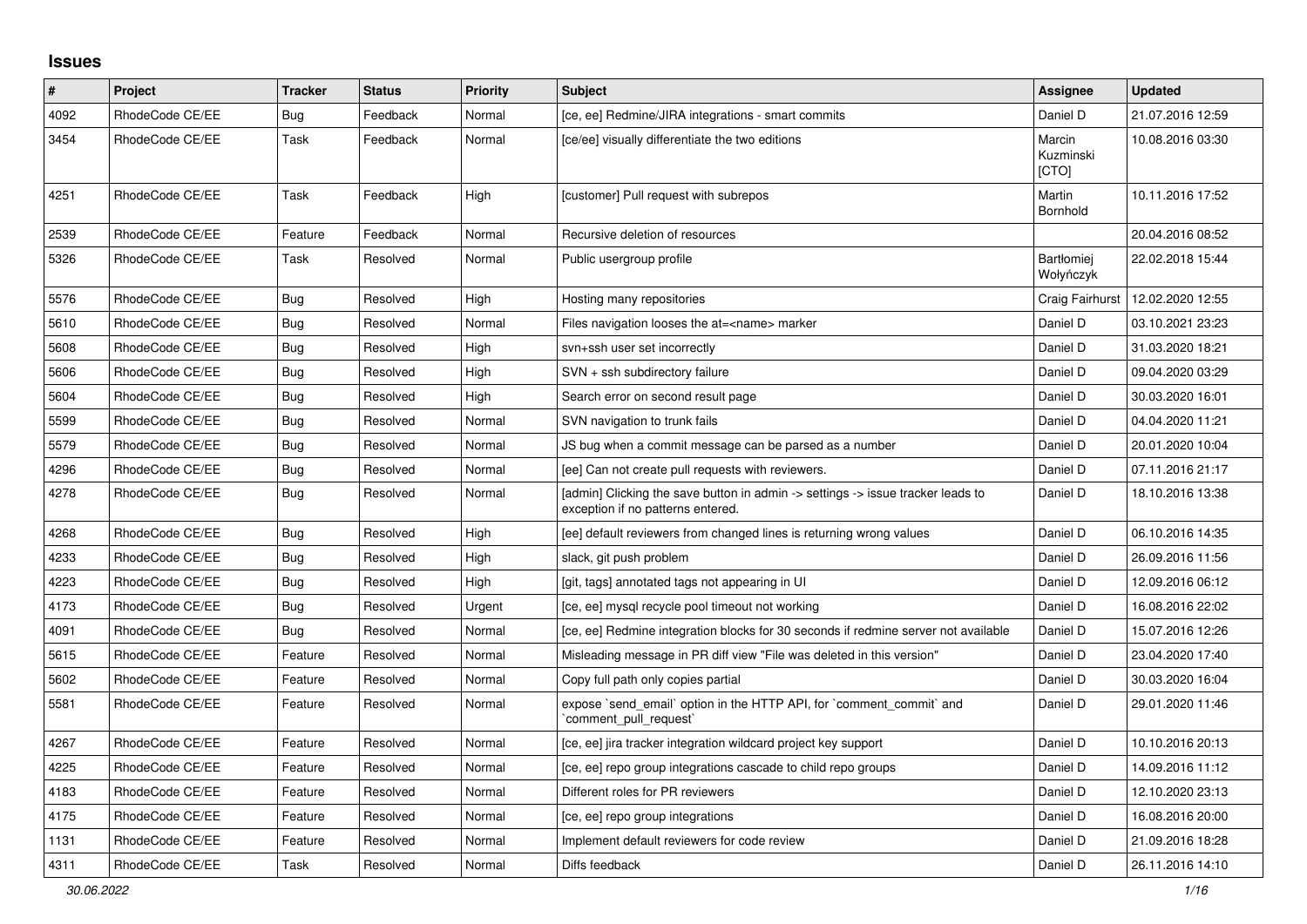# Issues

| # | Project | Tracker | Status | Priority | Subject | Assignee | Updated |
|---|---|---|---|---|---|---|---|
| 4092 | RhodeCode CE/EE | Bug | Feedback | Normal | [ce, ee] Redmine/JIRA integrations - smart commits | Daniel D | 21.07.2016 12:59 |
| 3454 | RhodeCode CE/EE | Task | Feedback | Normal | [ce/ee] visually differentiate the two editions | Marcin Kuzminski [CTO] | 10.08.2016 03:30 |
| 4251 | RhodeCode CE/EE | Task | Feedback | High | [customer] Pull request with subrepos | Martin Bornhold | 10.11.2016 17:52 |
| 2539 | RhodeCode CE/EE | Feature | Feedback | Normal | Recursive deletion of resources | | 20.04.2016 08:52 |
| 5326 | RhodeCode CE/EE | Task | Resolved | Normal | Public usergroup profile | Bartłomiej Wołyńczyk | 22.02.2018 15:44 |
| 5576 | RhodeCode CE/EE | Bug | Resolved | High | Hosting many repositories | Craig Fairhurst | 12.02.2020 12:55 |
| 5610 | RhodeCode CE/EE | Bug | Resolved | Normal | Files navigation looses the at=<name> marker | Daniel D | 03.10.2021 23:23 |
| 5608 | RhodeCode CE/EE | Bug | Resolved | High | svn+ssh user set incorrectly | Daniel D | 31.03.2020 18:21 |
| 5606 | RhodeCode CE/EE | Bug | Resolved | High | SVN + ssh subdirectory failure | Daniel D | 09.04.2020 03:29 |
| 5604 | RhodeCode CE/EE | Bug | Resolved | High | Search error on second result page | Daniel D | 30.03.2020 16:01 |
| 5599 | RhodeCode CE/EE | Bug | Resolved | Normal | SVN navigation to trunk fails | Daniel D | 04.04.2020 11:21 |
| 5579 | RhodeCode CE/EE | Bug | Resolved | Normal | JS bug when a commit message can be parsed as a number | Daniel D | 20.01.2020 10:04 |
| 4296 | RhodeCode CE/EE | Bug | Resolved | Normal | [ee] Can not create pull requests with reviewers. | Daniel D | 07.11.2016 21:17 |
| 4278 | RhodeCode CE/EE | Bug | Resolved | Normal | [admin] Clicking the save button in admin -> settings -> issue tracker leads to exception if no patterns entered. | Daniel D | 18.10.2016 13:38 |
| 4268 | RhodeCode CE/EE | Bug | Resolved | High | [ee] default reviewers from changed lines is returning wrong values | Daniel D | 06.10.2016 14:35 |
| 4233 | RhodeCode CE/EE | Bug | Resolved | High | slack, git push problem | Daniel D | 26.09.2016 11:56 |
| 4223 | RhodeCode CE/EE | Bug | Resolved | High | [git, tags] annotated tags not appearing in UI | Daniel D | 12.09.2016 06:12 |
| 4173 | RhodeCode CE/EE | Bug | Resolved | Urgent | [ce, ee] mysql recycle pool timeout not working | Daniel D | 16.08.2016 22:02 |
| 4091 | RhodeCode CE/EE | Bug | Resolved | Normal | [ce, ee] Redmine integration blocks for 30 seconds if redmine server not available | Daniel D | 15.07.2016 12:26 |
| 5615 | RhodeCode CE/EE | Feature | Resolved | Normal | Misleading message in PR diff view "File was deleted in this version" | Daniel D | 23.04.2020 17:40 |
| 5602 | RhodeCode CE/EE | Feature | Resolved | Normal | Copy full path only copies partial | Daniel D | 30.03.2020 16:04 |
| 5581 | RhodeCode CE/EE | Feature | Resolved | Normal | expose `send_email` option in the HTTP API, for `comment_commit` and `comment_pull_request` | Daniel D | 29.01.2020 11:46 |
| 4267 | RhodeCode CE/EE | Feature | Resolved | Normal | [ce, ee] jira tracker integration wildcard project key support | Daniel D | 10.10.2016 20:13 |
| 4225 | RhodeCode CE/EE | Feature | Resolved | Normal | [ce, ee] repo group integrations cascade to child repo groups | Daniel D | 14.09.2016 11:12 |
| 4183 | RhodeCode CE/EE | Feature | Resolved | Normal | Different roles for PR reviewers | Daniel D | 12.10.2020 23:13 |
| 4175 | RhodeCode CE/EE | Feature | Resolved | Normal | [ce, ee] repo group integrations | Daniel D | 16.08.2016 20:00 |
| 1131 | RhodeCode CE/EE | Feature | Resolved | Normal | Implement default reviewers for code review | Daniel D | 21.09.2016 18:28 |
| 4311 | RhodeCode CE/EE | Task | Resolved | Normal | Diffs feedback | Daniel D | 26.11.2016 14:10 |

*30.06.2022*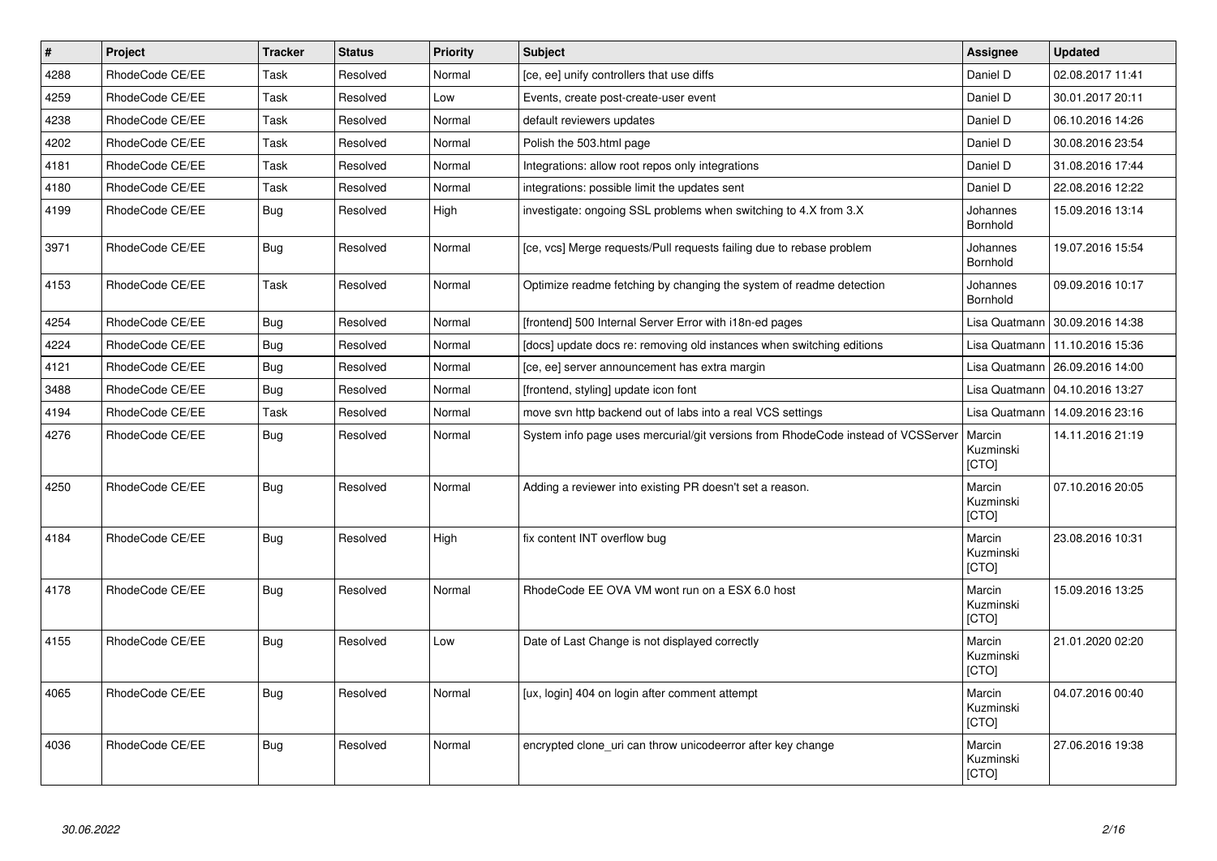| # | Project | Tracker | Status | Priority | Subject | Assignee | Updated |
|---|---|---|---|---|---|---|---|
| 4288 | RhodeCode CE/EE | Task | Resolved | Normal | [ce, ee] unify controllers that use diffs | Daniel D | 02.08.2017 11:41 |
| 4259 | RhodeCode CE/EE | Task | Resolved | Low | Events, create post-create-user event | Daniel D | 30.01.2017 20:11 |
| 4238 | RhodeCode CE/EE | Task | Resolved | Normal | default reviewers updates | Daniel D | 06.10.2016 14:26 |
| 4202 | RhodeCode CE/EE | Task | Resolved | Normal | Polish the 503.html page | Daniel D | 30.08.2016 23:54 |
| 4181 | RhodeCode CE/EE | Task | Resolved | Normal | Integrations: allow root repos only integrations | Daniel D | 31.08.2016 17:44 |
| 4180 | RhodeCode CE/EE | Task | Resolved | Normal | integrations: possible limit the updates sent | Daniel D | 22.08.2016 12:22 |
| 4199 | RhodeCode CE/EE | Bug | Resolved | High | investigate: ongoing SSL problems when switching to 4.X from 3.X | Johannes Bornhold | 15.09.2016 13:14 |
| 3971 | RhodeCode CE/EE | Bug | Resolved | Normal | [ce, vcs] Merge requests/Pull requests failing due to rebase problem | Johannes Bornhold | 19.07.2016 15:54 |
| 4153 | RhodeCode CE/EE | Task | Resolved | Normal | Optimize readme fetching by changing the system of readme detection | Johannes Bornhold | 09.09.2016 10:17 |
| 4254 | RhodeCode CE/EE | Bug | Resolved | Normal | [frontend] 500 Internal Server Error with i18n-ed pages | Lisa Quatmann | 30.09.2016 14:38 |
| 4224 | RhodeCode CE/EE | Bug | Resolved | Normal | [docs] update docs re: removing old instances when switching editions | Lisa Quatmann | 11.10.2016 15:36 |
| 4121 | RhodeCode CE/EE | Bug | Resolved | Normal | [ce, ee] server announcement has extra margin | Lisa Quatmann | 26.09.2016 14:00 |
| 3488 | RhodeCode CE/EE | Bug | Resolved | Normal | [frontend, styling] update icon font | Lisa Quatmann | 04.10.2016 13:27 |
| 4194 | RhodeCode CE/EE | Task | Resolved | Normal | move svn http backend out of labs into a real VCS settings | Lisa Quatmann | 14.09.2016 23:16 |
| 4276 | RhodeCode CE/EE | Bug | Resolved | Normal | System info page uses mercurial/git versions from RhodeCode instead of VCSServer | Marcin Kuzminski [CTO] | 14.11.2016 21:19 |
| 4250 | RhodeCode CE/EE | Bug | Resolved | Normal | Adding a reviewer into existing PR doesn't set a reason. | Marcin Kuzminski [CTO] | 07.10.2016 20:05 |
| 4184 | RhodeCode CE/EE | Bug | Resolved | High | fix content INT overflow bug | Marcin Kuzminski [CTO] | 23.08.2016 10:31 |
| 4178 | RhodeCode CE/EE | Bug | Resolved | Normal | RhodeCode EE OVA VM wont run on a ESX 6.0 host | Marcin Kuzminski [CTO] | 15.09.2016 13:25 |
| 4155 | RhodeCode CE/EE | Bug | Resolved | Low | Date of Last Change is not displayed correctly | Marcin Kuzminski [CTO] | 21.01.2020 02:20 |
| 4065 | RhodeCode CE/EE | Bug | Resolved | Normal | [ux, login] 404 on login after comment attempt | Marcin Kuzminski [CTO] | 04.07.2016 00:40 |
| 4036 | RhodeCode CE/EE | Bug | Resolved | Normal | encrypted clone_uri can throw unicodeerror after key change | Marcin Kuzminski [CTO] | 27.06.2016 19:38 |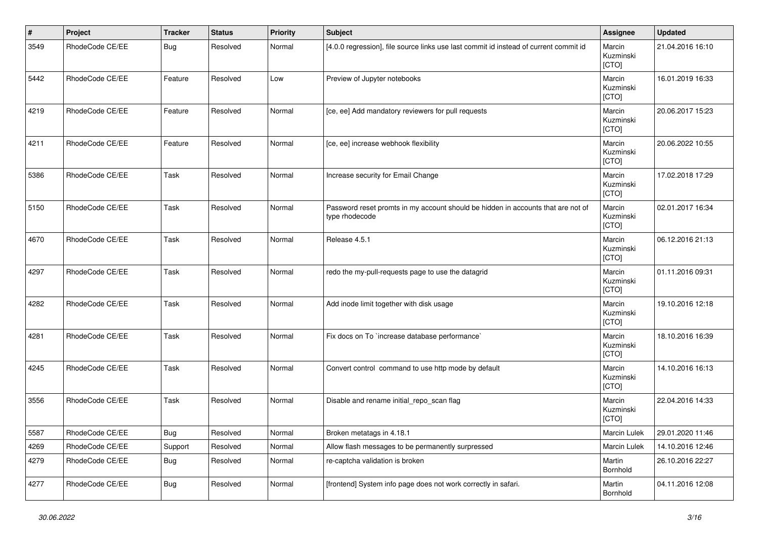| # | Project | Tracker | Status | Priority | Subject | Assignee | Updated |
|---|---|---|---|---|---|---|---|
| 3549 | RhodeCode CE/EE | Bug | Resolved | Normal | [4.0.0 regression], file source links use last commit id instead of current commit id | Marcin Kuzminski [CTO] | 21.04.2016 16:10 |
| 5442 | RhodeCode CE/EE | Feature | Resolved | Low | Preview of Jupyter notebooks | Marcin Kuzminski [CTO] | 16.01.2019 16:33 |
| 4219 | RhodeCode CE/EE | Feature | Resolved | Normal | [ce, ee] Add mandatory reviewers for pull requests | Marcin Kuzminski [CTO] | 20.06.2017 15:23 |
| 4211 | RhodeCode CE/EE | Feature | Resolved | Normal | [ce, ee] increase webhook flexibility | Marcin Kuzminski [CTO] | 20.06.2022 10:55 |
| 5386 | RhodeCode CE/EE | Task | Resolved | Normal | Increase security for Email Change | Marcin Kuzminski [CTO] | 17.02.2018 17:29 |
| 5150 | RhodeCode CE/EE | Task | Resolved | Normal | Password reset promts in my account should be hidden in accounts that are not of type rhodecode | Marcin Kuzminski [CTO] | 02.01.2017 16:34 |
| 4670 | RhodeCode CE/EE | Task | Resolved | Normal | Release 4.5.1 | Marcin Kuzminski [CTO] | 06.12.2016 21:13 |
| 4297 | RhodeCode CE/EE | Task | Resolved | Normal | redo the my-pull-requests page to use the datagrid | Marcin Kuzminski [CTO] | 01.11.2016 09:31 |
| 4282 | RhodeCode CE/EE | Task | Resolved | Normal | Add inode limit together with disk usage | Marcin Kuzminski [CTO] | 19.10.2016 12:18 |
| 4281 | RhodeCode CE/EE | Task | Resolved | Normal | Fix docs on To `increase database performance` | Marcin Kuzminski [CTO] | 18.10.2016 16:39 |
| 4245 | RhodeCode CE/EE | Task | Resolved | Normal | Convert control command to use http mode by default | Marcin Kuzminski [CTO] | 14.10.2016 16:13 |
| 3556 | RhodeCode CE/EE | Task | Resolved | Normal | Disable and rename initial_repo_scan flag | Marcin Kuzminski [CTO] | 22.04.2016 14:33 |
| 5587 | RhodeCode CE/EE | Bug | Resolved | Normal | Broken metatags in 4.18.1 | Marcin Lulek | 29.01.2020 11:46 |
| 4269 | RhodeCode CE/EE | Support | Resolved | Normal | Allow flash messages to be permanently surpressed | Marcin Lulek | 14.10.2016 12:46 |
| 4279 | RhodeCode CE/EE | Bug | Resolved | Normal | re-captcha validation is broken | Martin Bornhold | 26.10.2016 22:27 |
| 4277 | RhodeCode CE/EE | Bug | Resolved | Normal | [frontend] System info page does not work correctly in safari. | Martin Bornhold | 04.11.2016 12:08 |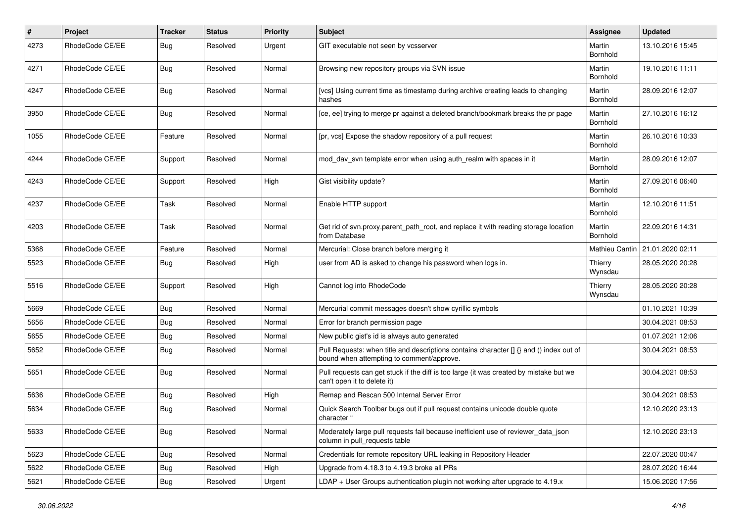| # | Project | Tracker | Status | Priority | Subject | Assignee | Updated |
|---|---|---|---|---|---|---|---|
| 4273 | RhodeCode CE/EE | Bug | Resolved | Urgent | GIT executable not seen by vcsserver | Martin Bornhold | 13.10.2016 15:45 |
| 4271 | RhodeCode CE/EE | Bug | Resolved | Normal | Browsing new repository groups via SVN issue | Martin Bornhold | 19.10.2016 11:11 |
| 4247 | RhodeCode CE/EE | Bug | Resolved | Normal | [vcs] Using current time as timestamp during archive creating leads to changing hashes | Martin Bornhold | 28.09.2016 12:07 |
| 3950 | RhodeCode CE/EE | Bug | Resolved | Normal | [ce, ee] trying to merge pr against a deleted branch/bookmark breaks the pr page | Martin Bornhold | 27.10.2016 16:12 |
| 1055 | RhodeCode CE/EE | Feature | Resolved | Normal | [pr, vcs] Expose the shadow repository of a pull request | Martin Bornhold | 26.10.2016 10:33 |
| 4244 | RhodeCode CE/EE | Support | Resolved | Normal | mod_dav_svn template error when using auth_realm with spaces in it | Martin Bornhold | 28.09.2016 12:07 |
| 4243 | RhodeCode CE/EE | Support | Resolved | High | Gist visibility update? | Martin Bornhold | 27.09.2016 06:40 |
| 4237 | RhodeCode CE/EE | Task | Resolved | Normal | Enable HTTP support | Martin Bornhold | 12.10.2016 11:51 |
| 4203 | RhodeCode CE/EE | Task | Resolved | Normal | Get rid of svn.proxy.parent_path_root, and replace it with reading storage location from Database | Martin Bornhold | 22.09.2016 14:31 |
| 5368 | RhodeCode CE/EE | Feature | Resolved | Normal | Mercurial: Close branch before merging it | Mathieu Cantin | 21.01.2020 02:11 |
| 5523 | RhodeCode CE/EE | Bug | Resolved | High | user from AD is asked to change his password when logs in. | Thierry Wynsdau | 28.05.2020 20:28 |
| 5516 | RhodeCode CE/EE | Support | Resolved | High | Cannot log into RhodeCode | Thierry Wynsdau | 28.05.2020 20:28 |
| 5669 | RhodeCode CE/EE | Bug | Resolved | Normal | Mercurial commit messages doesn't show cyrillic symbols | | 01.10.2021 10:39 |
| 5656 | RhodeCode CE/EE | Bug | Resolved | Normal | Error for branch permission page | | 30.04.2021 08:53 |
| 5655 | RhodeCode CE/EE | Bug | Resolved | Normal | New public gist's id is always auto generated | | 01.07.2021 12:06 |
| 5652 | RhodeCode CE/EE | Bug | Resolved | Normal | Pull Requests: when title and descriptions contains character [] {} and () index out of bound when attempting to comment/approve. | | 30.04.2021 08:53 |
| 5651 | RhodeCode CE/EE | Bug | Resolved | Normal | Pull requests can get stuck if the diff is too large (it was created by mistake but we can't open it to delete it) | | 30.04.2021 08:53 |
| 5636 | RhodeCode CE/EE | Bug | Resolved | High | Remap and Rescan 500 Internal Server Error | | 30.04.2021 08:53 |
| 5634 | RhodeCode CE/EE | Bug | Resolved | Normal | Quick Search Toolbar bugs out if pull request contains unicode double quote character " | | 12.10.2020 23:13 |
| 5633 | RhodeCode CE/EE | Bug | Resolved | Normal | Moderately large pull requests fail because inefficient use of reviewer_data_json column in pull_requests table | | 12.10.2020 23:13 |
| 5623 | RhodeCode CE/EE | Bug | Resolved | Normal | Credentials for remote repository URL leaking in Repository Header | | 22.07.2020 00:47 |
| 5622 | RhodeCode CE/EE | Bug | Resolved | High | Upgrade from 4.18.3 to 4.19.3 broke all PRs | | 28.07.2020 16:44 |
| 5621 | RhodeCode CE/EE | Bug | Resolved | Urgent | LDAP + User Groups authentication plugin not working after upgrade to 4.19.x | | 15.06.2020 17:56 |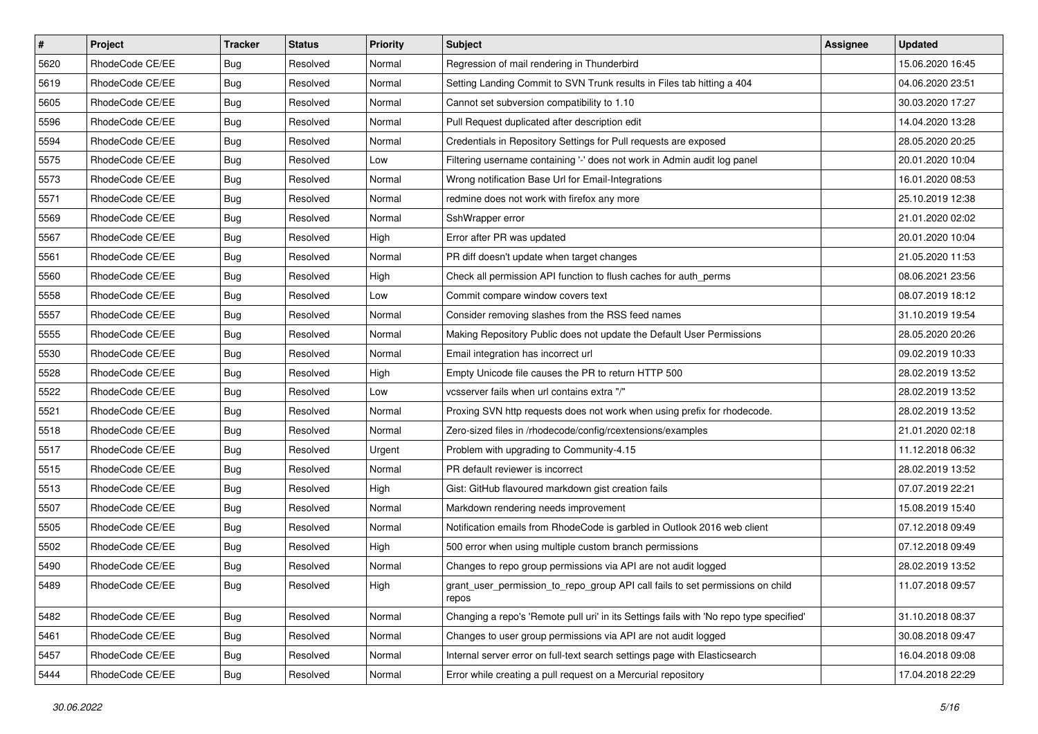| # | Project | Tracker | Status | Priority | Subject | Assignee | Updated |
|---|---|---|---|---|---|---|---|
| 5620 | RhodeCode CE/EE | Bug | Resolved | Normal | Regression of mail rendering in Thunderbird | | 15.06.2020 16:45 |
| 5619 | RhodeCode CE/EE | Bug | Resolved | Normal | Setting Landing Commit to SVN Trunk results in Files tab hitting a 404 | | 04.06.2020 23:51 |
| 5605 | RhodeCode CE/EE | Bug | Resolved | Normal | Cannot set subversion compatibility to 1.10 | | 30.03.2020 17:27 |
| 5596 | RhodeCode CE/EE | Bug | Resolved | Normal | Pull Request duplicated after description edit | | 14.04.2020 13:28 |
| 5594 | RhodeCode CE/EE | Bug | Resolved | Normal | Credentials in Repository Settings for Pull requests are exposed | | 28.05.2020 20:25 |
| 5575 | RhodeCode CE/EE | Bug | Resolved | Low | Filtering username containing '-' does not work in Admin audit log panel | | 20.01.2020 10:04 |
| 5573 | RhodeCode CE/EE | Bug | Resolved | Normal | Wrong notification Base Url for Email-Integrations | | 16.01.2020 08:53 |
| 5571 | RhodeCode CE/EE | Bug | Resolved | Normal | redmine does not work with firefox any more | | 25.10.2019 12:38 |
| 5569 | RhodeCode CE/EE | Bug | Resolved | Normal | SshWrapper error | | 21.01.2020 02:02 |
| 5567 | RhodeCode CE/EE | Bug | Resolved | High | Error after PR was updated | | 20.01.2020 10:04 |
| 5561 | RhodeCode CE/EE | Bug | Resolved | Normal | PR diff doesn't update when target changes | | 21.05.2020 11:53 |
| 5560 | RhodeCode CE/EE | Bug | Resolved | High | Check all permission API function to flush caches for auth_perms | | 08.06.2021 23:56 |
| 5558 | RhodeCode CE/EE | Bug | Resolved | Low | Commit compare window covers text | | 08.07.2019 18:12 |
| 5557 | RhodeCode CE/EE | Bug | Resolved | Normal | Consider removing slashes from the RSS feed names | | 31.10.2019 19:54 |
| 5555 | RhodeCode CE/EE | Bug | Resolved | Normal | Making Repository Public does not update the Default User Permissions | | 28.05.2020 20:26 |
| 5530 | RhodeCode CE/EE | Bug | Resolved | Normal | Email integration has incorrect url | | 09.02.2019 10:33 |
| 5528 | RhodeCode CE/EE | Bug | Resolved | High | Empty Unicode file causes the PR to return HTTP 500 | | 28.02.2019 13:52 |
| 5522 | RhodeCode CE/EE | Bug | Resolved | Low | vcsserver fails when url contains extra "/" | | 28.02.2019 13:52 |
| 5521 | RhodeCode CE/EE | Bug | Resolved | Normal | Proxing SVN http requests does not work when using prefix for rhodecode. | | 28.02.2019 13:52 |
| 5518 | RhodeCode CE/EE | Bug | Resolved | Normal | Zero-sized files in /rhodecode/config/rcextensions/examples | | 21.01.2020 02:18 |
| 5517 | RhodeCode CE/EE | Bug | Resolved | Urgent | Problem with upgrading to Community-4.15 | | 11.12.2018 06:32 |
| 5515 | RhodeCode CE/EE | Bug | Resolved | Normal | PR default reviewer is incorrect | | 28.02.2019 13:52 |
| 5513 | RhodeCode CE/EE | Bug | Resolved | High | Gist: GitHub flavoured markdown gist creation fails | | 07.07.2019 22:21 |
| 5507 | RhodeCode CE/EE | Bug | Resolved | Normal | Markdown rendering needs improvement | | 15.08.2019 15:40 |
| 5505 | RhodeCode CE/EE | Bug | Resolved | Normal | Notification emails from RhodeCode is garbled in Outlook 2016 web client | | 07.12.2018 09:49 |
| 5502 | RhodeCode CE/EE | Bug | Resolved | High | 500 error when using multiple custom branch permissions | | 07.12.2018 09:49 |
| 5490 | RhodeCode CE/EE | Bug | Resolved | Normal | Changes to repo group permissions via API are not audit logged | | 28.02.2019 13:52 |
| 5489 | RhodeCode CE/EE | Bug | Resolved | High | grant_user_permission_to_repo_group API call fails to set permissions on child repos | | 11.07.2018 09:57 |
| 5482 | RhodeCode CE/EE | Bug | Resolved | Normal | Changing a repo's 'Remote pull uri' in its Settings fails with 'No repo type specified' | | 31.10.2018 08:37 |
| 5461 | RhodeCode CE/EE | Bug | Resolved | Normal | Changes to user group permissions via API are not audit logged | | 30.08.2018 09:47 |
| 5457 | RhodeCode CE/EE | Bug | Resolved | Normal | Internal server error on full-text search settings page with Elasticsearch | | 16.04.2018 09:08 |
| 5444 | RhodeCode CE/EE | Bug | Resolved | Normal | Error while creating a pull request on a Mercurial repository | | 17.04.2018 22:29 |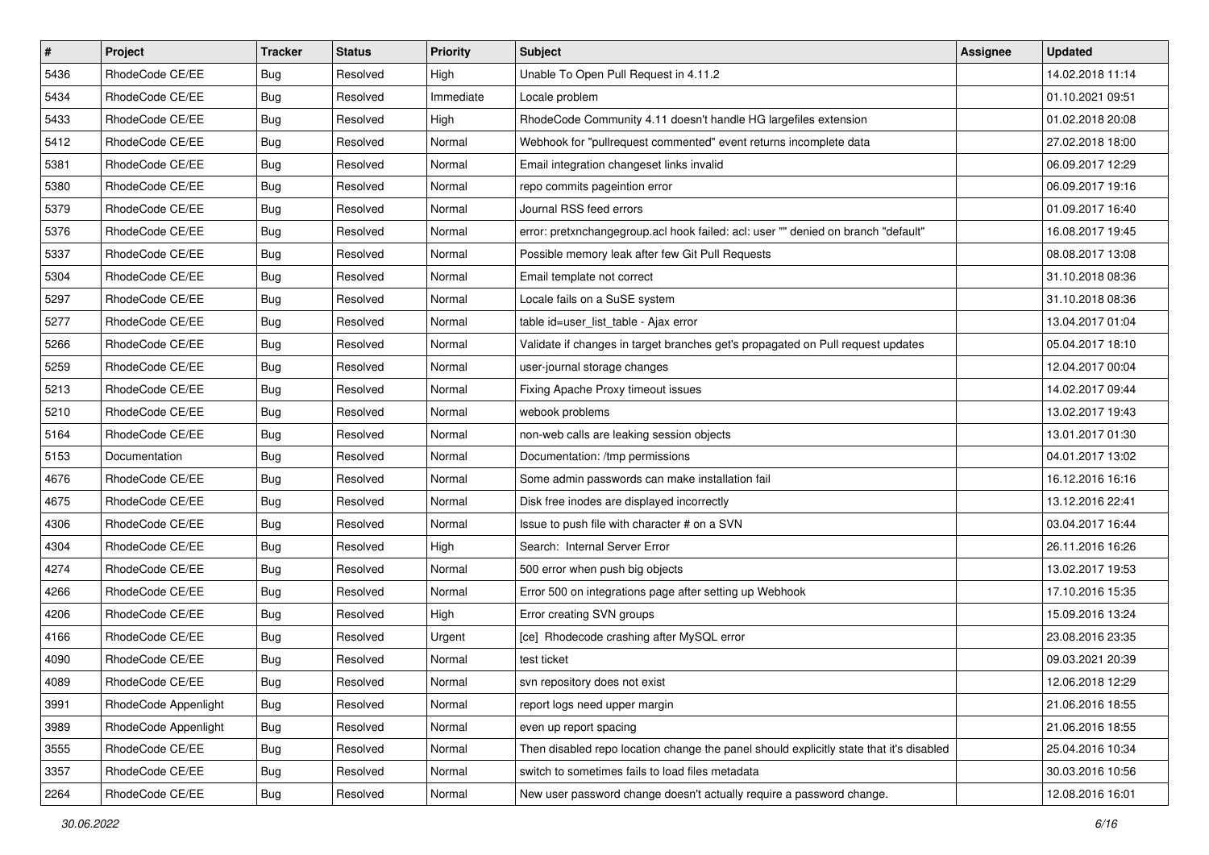| # | Project | Tracker | Status | Priority | Subject | Assignee | Updated |
|---|---|---|---|---|---|---|---|
| 5436 | RhodeCode CE/EE | Bug | Resolved | High | Unable To Open Pull Request in 4.11.2 | | 14.02.2018 11:14 |
| 5434 | RhodeCode CE/EE | Bug | Resolved | Immediate | Locale problem | | 01.10.2021 09:51 |
| 5433 | RhodeCode CE/EE | Bug | Resolved | High | RhodeCode Community 4.11 doesn't handle HG largefiles extension | | 01.02.2018 20:08 |
| 5412 | RhodeCode CE/EE | Bug | Resolved | Normal | Webhook for "pullrequest commented" event returns incomplete data | | 27.02.2018 18:00 |
| 5381 | RhodeCode CE/EE | Bug | Resolved | Normal | Email integration changeset links invalid | | 06.09.2017 12:29 |
| 5380 | RhodeCode CE/EE | Bug | Resolved | Normal | repo commits pageintion error | | 06.09.2017 19:16 |
| 5379 | RhodeCode CE/EE | Bug | Resolved | Normal | Journal RSS feed errors | | 01.09.2017 16:40 |
| 5376 | RhodeCode CE/EE | Bug | Resolved | Normal | error: pretxnchangegroup.acl hook failed: acl: user "" denied on branch "default" | | 16.08.2017 19:45 |
| 5337 | RhodeCode CE/EE | Bug | Resolved | Normal | Possible memory leak after few Git Pull Requests | | 08.08.2017 13:08 |
| 5304 | RhodeCode CE/EE | Bug | Resolved | Normal | Email template not correct | | 31.10.2018 08:36 |
| 5297 | RhodeCode CE/EE | Bug | Resolved | Normal | Locale fails on a SuSE system | | 31.10.2018 08:36 |
| 5277 | RhodeCode CE/EE | Bug | Resolved | Normal | table id=user_list_table - Ajax error | | 13.04.2017 01:04 |
| 5266 | RhodeCode CE/EE | Bug | Resolved | Normal | Validate if changes in target branches get's propagated on Pull request updates | | 05.04.2017 18:10 |
| 5259 | RhodeCode CE/EE | Bug | Resolved | Normal | user-journal storage changes | | 12.04.2017 00:04 |
| 5213 | RhodeCode CE/EE | Bug | Resolved | Normal | Fixing Apache Proxy timeout issues | | 14.02.2017 09:44 |
| 5210 | RhodeCode CE/EE | Bug | Resolved | Normal | webook problems | | 13.02.2017 19:43 |
| 5164 | RhodeCode CE/EE | Bug | Resolved | Normal | non-web calls are leaking session objects | | 13.01.2017 01:30 |
| 5153 | Documentation | Bug | Resolved | Normal | Documentation: /tmp permissions | | 04.01.2017 13:02 |
| 4676 | RhodeCode CE/EE | Bug | Resolved | Normal | Some admin passwords can make installation fail | | 16.12.2016 16:16 |
| 4675 | RhodeCode CE/EE | Bug | Resolved | Normal | Disk free inodes are displayed incorrectly | | 13.12.2016 22:41 |
| 4306 | RhodeCode CE/EE | Bug | Resolved | Normal | Issue to push file with character # on a SVN | | 03.04.2017 16:44 |
| 4304 | RhodeCode CE/EE | Bug | Resolved | High | Search: Internal Server Error | | 26.11.2016 16:26 |
| 4274 | RhodeCode CE/EE | Bug | Resolved | Normal | 500 error when push big objects | | 13.02.2017 19:53 |
| 4266 | RhodeCode CE/EE | Bug | Resolved | Normal | Error 500 on integrations page after setting up Webhook | | 17.10.2016 15:35 |
| 4206 | RhodeCode CE/EE | Bug | Resolved | High | Error creating SVN groups | | 15.09.2016 13:24 |
| 4166 | RhodeCode CE/EE | Bug | Resolved | Urgent | [ce] Rhodecode crashing after MySQL error | | 23.08.2016 23:35 |
| 4090 | RhodeCode CE/EE | Bug | Resolved | Normal | test ticket | | 09.03.2021 20:39 |
| 4089 | RhodeCode CE/EE | Bug | Resolved | Normal | svn repository does not exist | | 12.06.2018 12:29 |
| 3991 | RhodeCode Appenlight | Bug | Resolved | Normal | report logs need upper margin | | 21.06.2016 18:55 |
| 3989 | RhodeCode Appenlight | Bug | Resolved | Normal | even up report spacing | | 21.06.2016 18:55 |
| 3555 | RhodeCode CE/EE | Bug | Resolved | Normal | Then disabled repo location change the panel should explicitly state that it's disabled | | 25.04.2016 10:34 |
| 3357 | RhodeCode CE/EE | Bug | Resolved | Normal | switch to sometimes fails to load files metadata | | 30.03.2016 10:56 |
| 2264 | RhodeCode CE/EE | Bug | Resolved | Normal | New user password change doesn't actually require a password change. | | 12.08.2016 16:01 |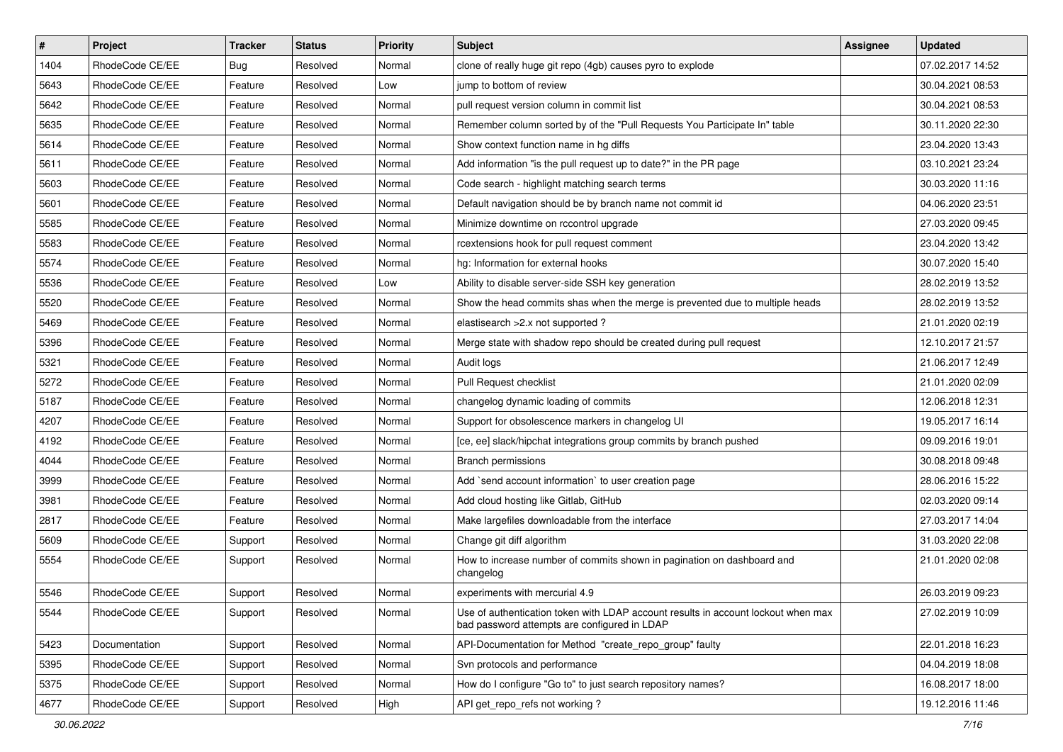| # | Project | Tracker | Status | Priority | Subject | Assignee | Updated |
|---|---|---|---|---|---|---|---|
| 1404 | RhodeCode CE/EE | Bug | Resolved | Normal | clone of really huge git repo (4gb) causes pyro to explode | | 07.02.2017 14:52 |
| 5643 | RhodeCode CE/EE | Feature | Resolved | Low | jump to bottom of review | | 30.04.2021 08:53 |
| 5642 | RhodeCode CE/EE | Feature | Resolved | Normal | pull request version column in commit list | | 30.04.2021 08:53 |
| 5635 | RhodeCode CE/EE | Feature | Resolved | Normal | Remember column sorted by of the "Pull Requests You Participate In" table | | 30.11.2020 22:30 |
| 5614 | RhodeCode CE/EE | Feature | Resolved | Normal | Show context function name in hg diffs | | 23.04.2020 13:43 |
| 5611 | RhodeCode CE/EE | Feature | Resolved | Normal | Add information "is the pull request up to date?" in the PR page | | 03.10.2021 23:24 |
| 5603 | RhodeCode CE/EE | Feature | Resolved | Normal | Code search - highlight matching search terms | | 30.03.2020 11:16 |
| 5601 | RhodeCode CE/EE | Feature | Resolved | Normal | Default navigation should be by branch name not commit id | | 04.06.2020 23:51 |
| 5585 | RhodeCode CE/EE | Feature | Resolved | Normal | Minimize downtime on rccontrol upgrade | | 27.03.2020 09:45 |
| 5583 | RhodeCode CE/EE | Feature | Resolved | Normal | rcextensions hook for pull request comment | | 23.04.2020 13:42 |
| 5574 | RhodeCode CE/EE | Feature | Resolved | Normal | hg: Information for external hooks | | 30.07.2020 15:40 |
| 5536 | RhodeCode CE/EE | Feature | Resolved | Low | Ability to disable server-side SSH key generation | | 28.02.2019 13:52 |
| 5520 | RhodeCode CE/EE | Feature | Resolved | Normal | Show the head commits shas when the merge is prevented due to multiple heads | | 28.02.2019 13:52 |
| 5469 | RhodeCode CE/EE | Feature | Resolved | Normal | elastisearch >2.x not supported ? | | 21.01.2020 02:19 |
| 5396 | RhodeCode CE/EE | Feature | Resolved | Normal | Merge state with shadow repo should be created during pull request | | 12.10.2017 21:57 |
| 5321 | RhodeCode CE/EE | Feature | Resolved | Normal | Audit logs | | 21.06.2017 12:49 |
| 5272 | RhodeCode CE/EE | Feature | Resolved | Normal | Pull Request checklist | | 21.01.2020 02:09 |
| 5187 | RhodeCode CE/EE | Feature | Resolved | Normal | changelog dynamic loading of commits | | 12.06.2018 12:31 |
| 4207 | RhodeCode CE/EE | Feature | Resolved | Normal | Support for obsolescence markers in changelog UI | | 19.05.2017 16:14 |
| 4192 | RhodeCode CE/EE | Feature | Resolved | Normal | [ce, ee] slack/hipchat integrations group commits by branch pushed | | 09.09.2016 19:01 |
| 4044 | RhodeCode CE/EE | Feature | Resolved | Normal | Branch permissions | | 30.08.2018 09:48 |
| 3999 | RhodeCode CE/EE | Feature | Resolved | Normal | Add `send account information` to user creation page | | 28.06.2016 15:22 |
| 3981 | RhodeCode CE/EE | Feature | Resolved | Normal | Add cloud hosting like Gitlab, GitHub | | 02.03.2020 09:14 |
| 2817 | RhodeCode CE/EE | Feature | Resolved | Normal | Make largefiles downloadable from the interface | | 27.03.2017 14:04 |
| 5609 | RhodeCode CE/EE | Support | Resolved | Normal | Change git diff algorithm | | 31.03.2020 22:08 |
| 5554 | RhodeCode CE/EE | Support | Resolved | Normal | How to increase number of commits shown in pagination on dashboard and changelog | | 21.01.2020 02:08 |
| 5546 | RhodeCode CE/EE | Support | Resolved | Normal | experiments with mercurial 4.9 | | 26.03.2019 09:23 |
| 5544 | RhodeCode CE/EE | Support | Resolved | Normal | Use of authentication token with LDAP account results in account lockout when max bad password attempts are configured in LDAP | | 27.02.2019 10:09 |
| 5423 | Documentation | Support | Resolved | Normal | API-Documentation for Method "create_repo_group" faulty | | 22.01.2018 16:23 |
| 5395 | RhodeCode CE/EE | Support | Resolved | Normal | Svn protocols and performance | | 04.04.2019 18:08 |
| 5375 | RhodeCode CE/EE | Support | Resolved | Normal | How do I configure "Go to" to just search repository names? | | 16.08.2017 18:00 |
| 4677 | RhodeCode CE/EE | Support | Resolved | High | API get_repo_refs not working ? | | 19.12.2016 11:46 |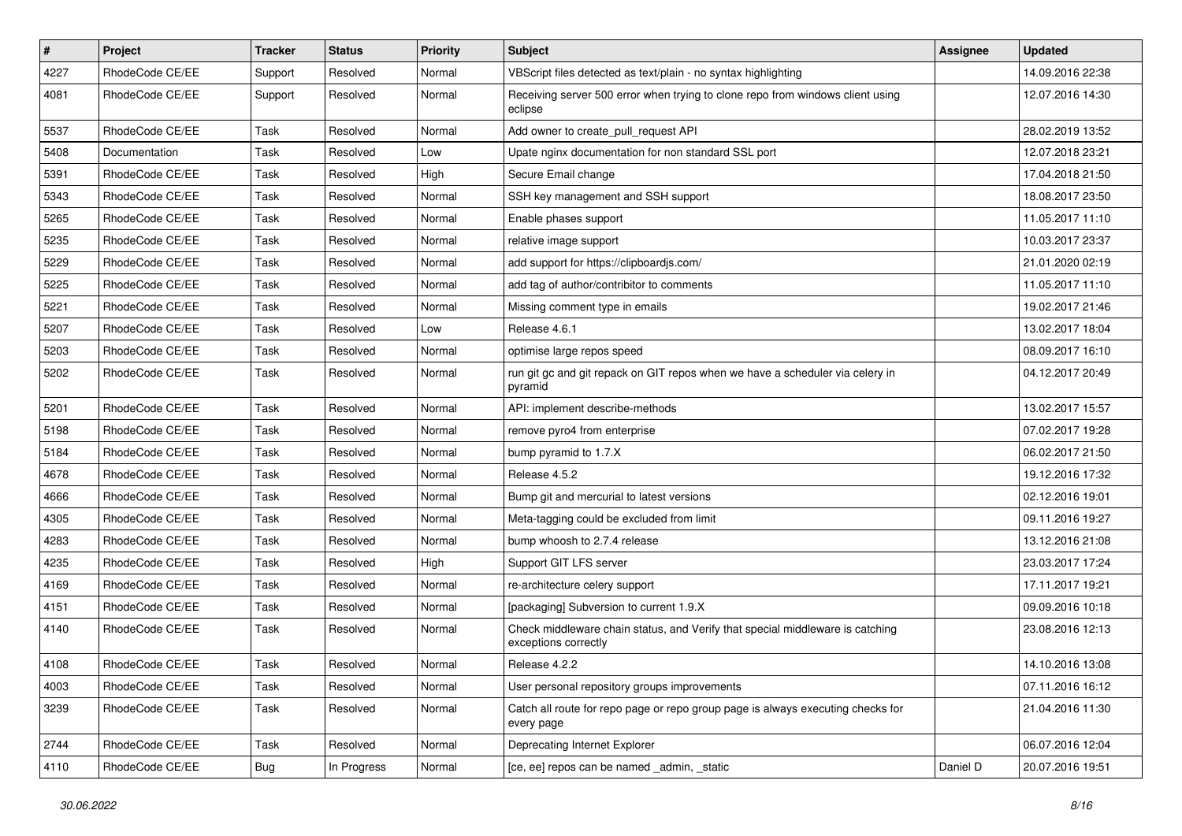| # | Project | Tracker | Status | Priority | Subject | Assignee | Updated |
|---|---|---|---|---|---|---|---|
| 4227 | RhodeCode CE/EE | Support | Resolved | Normal | VBScript files detected as text/plain - no syntax highlighting | | 14.09.2016 22:38 |
| 4081 | RhodeCode CE/EE | Support | Resolved | Normal | Receiving server 500 error when trying to clone repo from windows client using eclipse | | 12.07.2016 14:30 |
| 5537 | RhodeCode CE/EE | Task | Resolved | Normal | Add owner to create_pull_request API | | 28.02.2019 13:52 |
| 5408 | Documentation | Task | Resolved | Low | Upate nginx documentation for non standard SSL port | | 12.07.2018 23:21 |
| 5391 | RhodeCode CE/EE | Task | Resolved | High | Secure Email change | | 17.04.2018 21:50 |
| 5343 | RhodeCode CE/EE | Task | Resolved | Normal | SSH key management and SSH support | | 18.08.2017 23:50 |
| 5265 | RhodeCode CE/EE | Task | Resolved | Normal | Enable phases support | | 11.05.2017 11:10 |
| 5235 | RhodeCode CE/EE | Task | Resolved | Normal | relative image support | | 10.03.2017 23:37 |
| 5229 | RhodeCode CE/EE | Task | Resolved | Normal | add support for https://clipboardjs.com/ | | 21.01.2020 02:19 |
| 5225 | RhodeCode CE/EE | Task | Resolved | Normal | add tag of author/contribitor to comments | | 11.05.2017 11:10 |
| 5221 | RhodeCode CE/EE | Task | Resolved | Normal | Missing comment type in emails | | 19.02.2017 21:46 |
| 5207 | RhodeCode CE/EE | Task | Resolved | Low | Release 4.6.1 | | 13.02.2017 18:04 |
| 5203 | RhodeCode CE/EE | Task | Resolved | Normal | optimise large repos speed | | 08.09.2017 16:10 |
| 5202 | RhodeCode CE/EE | Task | Resolved | Normal | run git gc and git repack on GIT repos when we have a scheduler via celery in pyramid | | 04.12.2017 20:49 |
| 5201 | RhodeCode CE/EE | Task | Resolved | Normal | API: implement describe-methods | | 13.02.2017 15:57 |
| 5198 | RhodeCode CE/EE | Task | Resolved | Normal | remove pyro4 from enterprise | | 07.02.2017 19:28 |
| 5184 | RhodeCode CE/EE | Task | Resolved | Normal | bump pyramid to 1.7.X | | 06.02.2017 21:50 |
| 4678 | RhodeCode CE/EE | Task | Resolved | Normal | Release 4.5.2 | | 19.12.2016 17:32 |
| 4666 | RhodeCode CE/EE | Task | Resolved | Normal | Bump git and mercurial to latest versions | | 02.12.2016 19:01 |
| 4305 | RhodeCode CE/EE | Task | Resolved | Normal | Meta-tagging could be excluded from limit | | 09.11.2016 19:27 |
| 4283 | RhodeCode CE/EE | Task | Resolved | Normal | bump whoosh to 2.7.4 release | | 13.12.2016 21:08 |
| 4235 | RhodeCode CE/EE | Task | Resolved | High | Support GIT LFS server | | 23.03.2017 17:24 |
| 4169 | RhodeCode CE/EE | Task | Resolved | Normal | re-architecture celery support | | 17.11.2017 19:21 |
| 4151 | RhodeCode CE/EE | Task | Resolved | Normal | [packaging] Subversion to current 1.9.X | | 09.09.2016 10:18 |
| 4140 | RhodeCode CE/EE | Task | Resolved | Normal | Check middleware chain status, and Verify that special middleware is catching exceptions correctly | | 23.08.2016 12:13 |
| 4108 | RhodeCode CE/EE | Task | Resolved | Normal | Release 4.2.2 | | 14.10.2016 13:08 |
| 4003 | RhodeCode CE/EE | Task | Resolved | Normal | User personal repository groups improvements | | 07.11.2016 16:12 |
| 3239 | RhodeCode CE/EE | Task | Resolved | Normal | Catch all route for repo page or repo group page is always executing checks for every page | | 21.04.2016 11:30 |
| 2744 | RhodeCode CE/EE | Task | Resolved | Normal | Deprecating Internet Explorer | | 06.07.2016 12:04 |
| 4110 | RhodeCode CE/EE | Bug | In Progress | Normal | [ce, ee] repos can be named _admin, _static | Daniel D | 20.07.2016 19:51 |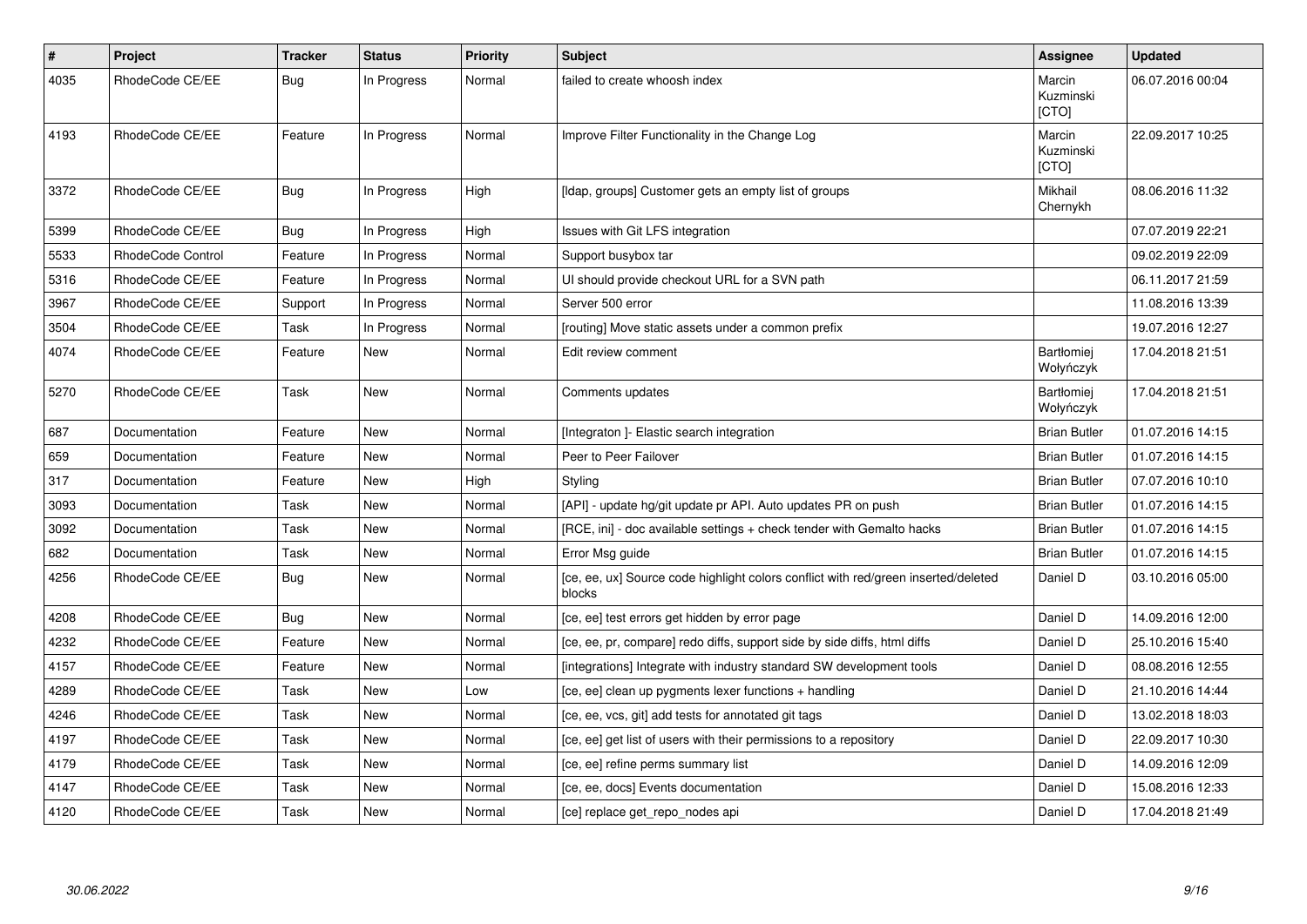| # | Project | Tracker | Status | Priority | Subject | Assignee | Updated |
|---|---|---|---|---|---|---|---|
| 4035 | RhodeCode CE/EE | Bug | In Progress | Normal | failed to create whoosh index | Marcin Kuzminski [CTO] | 06.07.2016 00:04 |
| 4193 | RhodeCode CE/EE | Feature | In Progress | Normal | Improve Filter Functionality in the Change Log | Marcin Kuzminski [CTO] | 22.09.2017 10:25 |
| 3372 | RhodeCode CE/EE | Bug | In Progress | High | [ldap, groups] Customer gets an empty list of groups | Mikhail Chernykh | 08.06.2016 11:32 |
| 5399 | RhodeCode CE/EE | Bug | In Progress | High | Issues with Git LFS integration | | 07.07.2019 22:21 |
| 5533 | RhodeCode Control | Feature | In Progress | Normal | Support busybox tar | | 09.02.2019 22:09 |
| 5316 | RhodeCode CE/EE | Feature | In Progress | Normal | UI should provide checkout URL for a SVN path | | 06.11.2017 21:59 |
| 3967 | RhodeCode CE/EE | Support | In Progress | Normal | Server 500 error | | 11.08.2016 13:39 |
| 3504 | RhodeCode CE/EE | Task | In Progress | Normal | [routing] Move static assets under a common prefix | | 19.07.2016 12:27 |
| 4074 | RhodeCode CE/EE | Feature | New | Normal | Edit review comment | Bartłomiej Wołyńczyk | 17.04.2018 21:51 |
| 5270 | RhodeCode CE/EE | Task | New | Normal | Comments updates | Bartłomiej Wołyńczyk | 17.04.2018 21:51 |
| 687 | Documentation | Feature | New | Normal | [Integraton ]- Elastic search integration | Brian Butler | 01.07.2016 14:15 |
| 659 | Documentation | Feature | New | Normal | Peer to Peer Failover | Brian Butler | 01.07.2016 14:15 |
| 317 | Documentation | Feature | New | High | Styling | Brian Butler | 07.07.2016 10:10 |
| 3093 | Documentation | Task | New | Normal | [API] - update hg/git update pr API. Auto updates PR on push | Brian Butler | 01.07.2016 14:15 |
| 3092 | Documentation | Task | New | Normal | [RCE, ini] - doc available settings + check tender with Gemalto hacks | Brian Butler | 01.07.2016 14:15 |
| 682 | Documentation | Task | New | Normal | Error Msg guide | Brian Butler | 01.07.2016 14:15 |
| 4256 | RhodeCode CE/EE | Bug | New | Normal | [ce, ee, ux] Source code highlight colors conflict with red/green inserted/deleted blocks | Daniel D | 03.10.2016 05:00 |
| 4208 | RhodeCode CE/EE | Bug | New | Normal | [ce, ee] test errors get hidden by error page | Daniel D | 14.09.2016 12:00 |
| 4232 | RhodeCode CE/EE | Feature | New | Normal | [ce, ee, pr, compare] redo diffs, support side by side diffs, html diffs | Daniel D | 25.10.2016 15:40 |
| 4157 | RhodeCode CE/EE | Feature | New | Normal | [integrations] Integrate with industry standard SW development tools | Daniel D | 08.08.2016 12:55 |
| 4289 | RhodeCode CE/EE | Task | New | Low | [ce, ee] clean up pygments lexer functions + handling | Daniel D | 21.10.2016 14:44 |
| 4246 | RhodeCode CE/EE | Task | New | Normal | [ce, ee, vcs, git] add tests for annotated git tags | Daniel D | 13.02.2018 18:03 |
| 4197 | RhodeCode CE/EE | Task | New | Normal | [ce, ee] get list of users with their permissions to a repository | Daniel D | 22.09.2017 10:30 |
| 4179 | RhodeCode CE/EE | Task | New | Normal | [ce, ee] refine perms summary list | Daniel D | 14.09.2016 12:09 |
| 4147 | RhodeCode CE/EE | Task | New | Normal | [ce, ee, docs] Events documentation | Daniel D | 15.08.2016 12:33 |
| 4120 | RhodeCode CE/EE | Task | New | Normal | [ce] replace get_repo_nodes api | Daniel D | 17.04.2018 21:49 |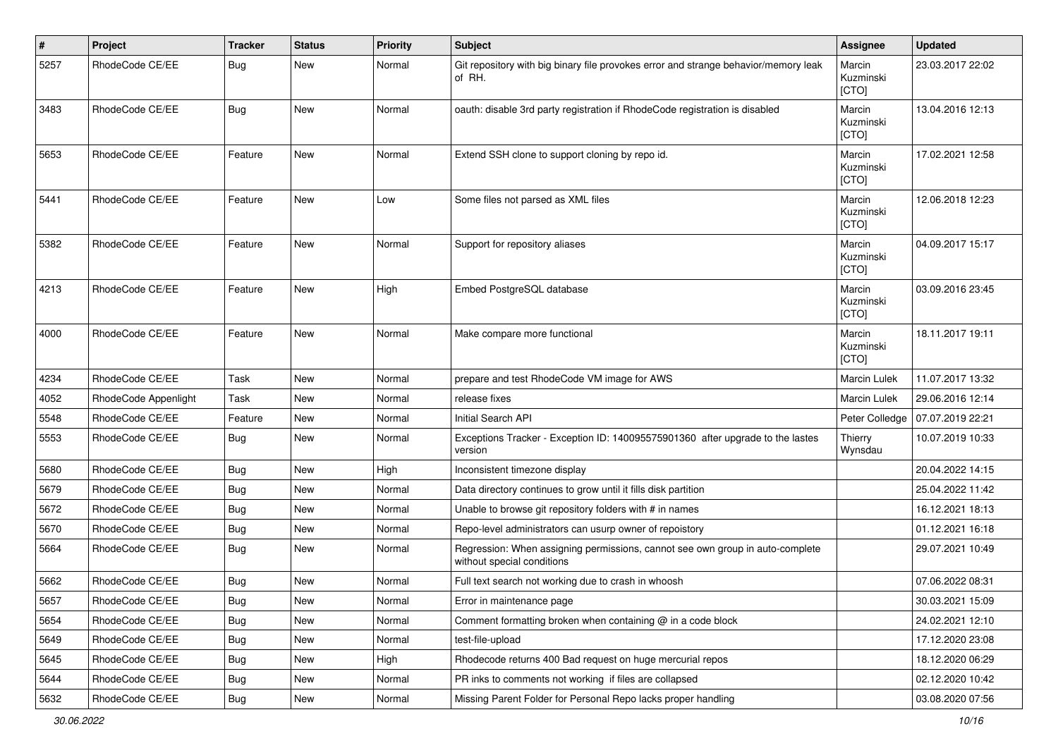| # | Project | Tracker | Status | Priority | Subject | Assignee | Updated |
|---|---|---|---|---|---|---|---|
| 5257 | RhodeCode CE/EE | Bug | New | Normal | Git repository with big binary file provokes error and strange behavior/memory leak of RH. | Marcin Kuzminski [CTO] | 23.03.2017 22:02 |
| 3483 | RhodeCode CE/EE | Bug | New | Normal | oauth: disable 3rd party registration if RhodeCode registration is disabled | Marcin Kuzminski [CTO] | 13.04.2016 12:13 |
| 5653 | RhodeCode CE/EE | Feature | New | Normal | Extend SSH clone to support cloning by repo id. | Marcin Kuzminski [CTO] | 17.02.2021 12:58 |
| 5441 | RhodeCode CE/EE | Feature | New | Low | Some files not parsed as XML files | Marcin Kuzminski [CTO] | 12.06.2018 12:23 |
| 5382 | RhodeCode CE/EE | Feature | New | Normal | Support for repository aliases | Marcin Kuzminski [CTO] | 04.09.2017 15:17 |
| 4213 | RhodeCode CE/EE | Feature | New | High | Embed PostgreSQL database | Marcin Kuzminski [CTO] | 03.09.2016 23:45 |
| 4000 | RhodeCode CE/EE | Feature | New | Normal | Make compare more functional | Marcin Kuzminski [CTO] | 18.11.2017 19:11 |
| 4234 | RhodeCode CE/EE | Task | New | Normal | prepare and test RhodeCode VM image for AWS | Marcin Lulek | 11.07.2017 13:32 |
| 4052 | RhodeCode Appenlight | Task | New | Normal | release fixes | Marcin Lulek | 29.06.2016 12:14 |
| 5548 | RhodeCode CE/EE | Feature | New | Normal | Initial Search API | Peter Colledge | 07.07.2019 22:21 |
| 5553 | RhodeCode CE/EE | Bug | New | Normal | Exceptions Tracker - Exception ID: 140095575901360 after upgrade to the lastes version | Thierry Wynsdau | 10.07.2019 10:33 |
| 5680 | RhodeCode CE/EE | Bug | New | High | Inconsistent timezone display | | 20.04.2022 14:15 |
| 5679 | RhodeCode CE/EE | Bug | New | Normal | Data directory continues to grow until it fills disk partition | | 25.04.2022 11:42 |
| 5672 | RhodeCode CE/EE | Bug | New | Normal | Unable to browse git repository folders with # in names | | 16.12.2021 18:13 |
| 5670 | RhodeCode CE/EE | Bug | New | Normal | Repo-level administrators can usurp owner of repoistory | | 01.12.2021 16:18 |
| 5664 | RhodeCode CE/EE | Bug | New | Normal | Regression: When assigning permissions, cannot see own group in auto-complete without special conditions | | 29.07.2021 10:49 |
| 5662 | RhodeCode CE/EE | Bug | New | Normal | Full text search not working due to crash in whoosh | | 07.06.2022 08:31 |
| 5657 | RhodeCode CE/EE | Bug | New | Normal | Error in maintenance page | | 30.03.2021 15:09 |
| 5654 | RhodeCode CE/EE | Bug | New | Normal | Comment formatting broken when containing @ in a code block | | 24.02.2021 12:10 |
| 5649 | RhodeCode CE/EE | Bug | New | Normal | test-file-upload | | 17.12.2020 23:08 |
| 5645 | RhodeCode CE/EE | Bug | New | High | Rhodecode returns 400 Bad request on huge mercurial repos | | 18.12.2020 06:29 |
| 5644 | RhodeCode CE/EE | Bug | New | Normal | PR inks to comments not working if files are collapsed | | 02.12.2020 10:42 |
| 5632 | RhodeCode CE/EE | Bug | New | Normal | Missing Parent Folder for Personal Repo lacks proper handling | | 03.08.2020 07:56 |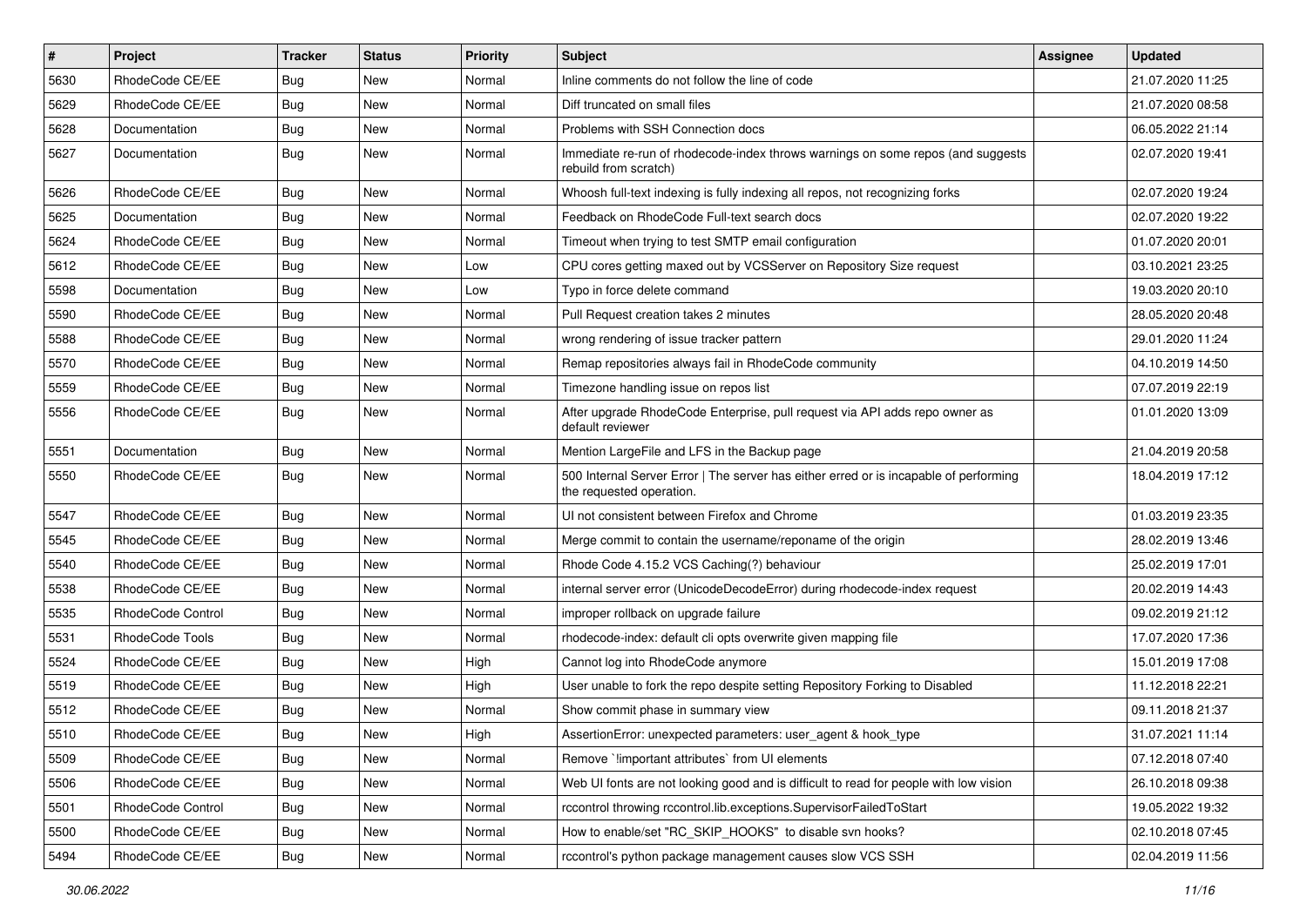| # | Project | Tracker | Status | Priority | Subject | Assignee | Updated |
|---|---|---|---|---|---|---|---|
| 5630 | RhodeCode CE/EE | Bug | New | Normal | Inline comments do not follow the line of code | | 21.07.2020 11:25 |
| 5629 | RhodeCode CE/EE | Bug | New | Normal | Diff truncated on small files | | 21.07.2020 08:58 |
| 5628 | Documentation | Bug | New | Normal | Problems with SSH Connection docs | | 06.05.2022 21:14 |
| 5627 | Documentation | Bug | New | Normal | Immediate re-run of rhodecode-index throws warnings on some repos (and suggests rebuild from scratch) | | 02.07.2020 19:41 |
| 5626 | RhodeCode CE/EE | Bug | New | Normal | Whoosh full-text indexing is fully indexing all repos, not recognizing forks | | 02.07.2020 19:24 |
| 5625 | Documentation | Bug | New | Normal | Feedback on RhodeCode Full-text search docs | | 02.07.2020 19:22 |
| 5624 | RhodeCode CE/EE | Bug | New | Normal | Timeout when trying to test SMTP email configuration | | 01.07.2020 20:01 |
| 5612 | RhodeCode CE/EE | Bug | New | Low | CPU cores getting maxed out by VCSServer on Repository Size request | | 03.10.2021 23:25 |
| 5598 | Documentation | Bug | New | Low | Typo in force delete command | | 19.03.2020 20:10 |
| 5590 | RhodeCode CE/EE | Bug | New | Normal | Pull Request creation takes 2 minutes | | 28.05.2020 20:48 |
| 5588 | RhodeCode CE/EE | Bug | New | Normal | wrong rendering of issue tracker pattern | | 29.01.2020 11:24 |
| 5570 | RhodeCode CE/EE | Bug | New | Normal | Remap repositories always fail in RhodeCode community | | 04.10.2019 14:50 |
| 5559 | RhodeCode CE/EE | Bug | New | Normal | Timezone handling issue on repos list | | 07.07.2019 22:19 |
| 5556 | RhodeCode CE/EE | Bug | New | Normal | After upgrade RhodeCode Enterprise, pull request via API adds repo owner as default reviewer | | 01.01.2020 13:09 |
| 5551 | Documentation | Bug | New | Normal | Mention LargeFile and LFS in the Backup page | | 21.04.2019 20:58 |
| 5550 | RhodeCode CE/EE | Bug | New | Normal | 500 Internal Server Error \| The server has either erred or is incapable of performing the requested operation. | | 18.04.2019 17:12 |
| 5547 | RhodeCode CE/EE | Bug | New | Normal | UI not consistent between Firefox and Chrome | | 01.03.2019 23:35 |
| 5545 | RhodeCode CE/EE | Bug | New | Normal | Merge commit to contain the username/reponame of the origin | | 28.02.2019 13:46 |
| 5540 | RhodeCode CE/EE | Bug | New | Normal | Rhode Code 4.15.2 VCS Caching(?) behaviour | | 25.02.2019 17:01 |
| 5538 | RhodeCode CE/EE | Bug | New | Normal | internal server error (UnicodeDecodeError) during rhodecode-index request | | 20.02.2019 14:43 |
| 5535 | RhodeCode Control | Bug | New | Normal | improper rollback on upgrade failure | | 09.02.2019 21:12 |
| 5531 | RhodeCode Tools | Bug | New | Normal | rhodecode-index: default cli opts overwrite given mapping file | | 17.07.2020 17:36 |
| 5524 | RhodeCode CE/EE | Bug | New | High | Cannot log into RhodeCode anymore | | 15.01.2019 17:08 |
| 5519 | RhodeCode CE/EE | Bug | New | High | User unable to fork the repo despite setting Repository Forking to Disabled | | 11.12.2018 22:21 |
| 5512 | RhodeCode CE/EE | Bug | New | Normal | Show commit phase in summary view | | 09.11.2018 21:37 |
| 5510 | RhodeCode CE/EE | Bug | New | High | AssertionError: unexpected parameters: user_agent & hook_type | | 31.07.2021 11:14 |
| 5509 | RhodeCode CE/EE | Bug | New | Normal | Remove `!important attributes` from UI elements | | 07.12.2018 07:40 |
| 5506 | RhodeCode CE/EE | Bug | New | Normal | Web UI fonts are not looking good and is difficult to read for people with low vision | | 26.10.2018 09:38 |
| 5501 | RhodeCode Control | Bug | New | Normal | rccontrol throwing rccontrol.lib.exceptions.SupervisorFailedToStart | | 19.05.2022 19:32 |
| 5500 | RhodeCode CE/EE | Bug | New | Normal | How to enable/set "RC_SKIP_HOOKS" to disable svn hooks? | | 02.10.2018 07:45 |
| 5494 | RhodeCode CE/EE | Bug | New | Normal | rccontrol's python package management causes slow VCS SSH | | 02.04.2019 11:56 |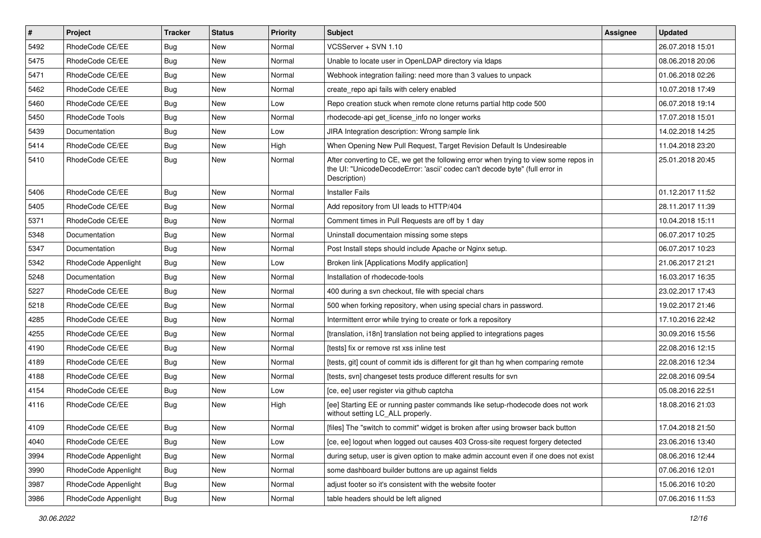| # | Project | Tracker | Status | Priority | Subject | Assignee | Updated |
|---|---|---|---|---|---|---|---|
| 5492 | RhodeCode CE/EE | Bug | New | Normal | VCSServer + SVN 1.10 | | 26.07.2018 15:01 |
| 5475 | RhodeCode CE/EE | Bug | New | Normal | Unable to locate user in OpenLDAP directory via ldaps | | 08.06.2018 20:06 |
| 5471 | RhodeCode CE/EE | Bug | New | Normal | Webhook integration failing: need more than 3 values to unpack | | 01.06.2018 02:26 |
| 5462 | RhodeCode CE/EE | Bug | New | Normal | create_repo api fails with celery enabled | | 10.07.2018 17:49 |
| 5460 | RhodeCode CE/EE | Bug | New | Low | Repo creation stuck when remote clone returns partial http code 500 | | 06.07.2018 19:14 |
| 5450 | RhodeCode Tools | Bug | New | Normal | rhodecode-api get_license_info no longer works | | 17.07.2018 15:01 |
| 5439 | Documentation | Bug | New | Low | JIRA Integration description: Wrong sample link | | 14.02.2018 14:25 |
| 5414 | RhodeCode CE/EE | Bug | New | High | When Opening New Pull Request, Target Revision Default Is Undesireable | | 11.04.2018 23:20 |
| 5410 | RhodeCode CE/EE | Bug | New | Normal | After converting to CE, we get the following error when trying to view some repos in the UI: "UnicodeDecodeError: 'ascii' codec can't decode byte" (full error in Description) | | 25.01.2018 20:45 |
| 5406 | RhodeCode CE/EE | Bug | New | Normal | Installer Fails | | 01.12.2017 11:52 |
| 5405 | RhodeCode CE/EE | Bug | New | Normal | Add repository from UI leads to HTTP/404 | | 28.11.2017 11:39 |
| 5371 | RhodeCode CE/EE | Bug | New | Normal | Comment times in Pull Requests are off by 1 day | | 10.04.2018 15:11 |
| 5348 | Documentation | Bug | New | Normal | Uninstall documentaion missing some steps | | 06.07.2017 10:25 |
| 5347 | Documentation | Bug | New | Normal | Post Install steps should include Apache or Nginx setup. | | 06.07.2017 10:23 |
| 5342 | RhodeCode Appenlight | Bug | New | Low | Broken link [Applications Modify application] | | 21.06.2017 21:21 |
| 5248 | Documentation | Bug | New | Normal | Installation of rhodecode-tools | | 16.03.2017 16:35 |
| 5227 | RhodeCode CE/EE | Bug | New | Normal | 400 during a svn checkout, file with special chars | | 23.02.2017 17:43 |
| 5218 | RhodeCode CE/EE | Bug | New | Normal | 500 when forking repository, when using special chars in password. | | 19.02.2017 21:46 |
| 4285 | RhodeCode CE/EE | Bug | New | Normal | Intermittent error while trying to create or fork a repository | | 17.10.2016 22:42 |
| 4255 | RhodeCode CE/EE | Bug | New | Normal | [translation, i18n] translation not being applied to integrations pages | | 30.09.2016 15:56 |
| 4190 | RhodeCode CE/EE | Bug | New | Normal | [tests] fix or remove rst xss inline test | | 22.08.2016 12:15 |
| 4189 | RhodeCode CE/EE | Bug | New | Normal | [tests, git] count of commit ids is different for git than hg when comparing remote | | 22.08.2016 12:34 |
| 4188 | RhodeCode CE/EE | Bug | New | Normal | [tests, svn] changeset tests produce different results for svn | | 22.08.2016 09:54 |
| 4154 | RhodeCode CE/EE | Bug | New | Low | [ce, ee] user register via github captcha | | 05.08.2016 22:51 |
| 4116 | RhodeCode CE/EE | Bug | New | High | [ee] Starting EE or running paster commands like setup-rhodecode does not work without setting LC_ALL properly. | | 18.08.2016 21:03 |
| 4109 | RhodeCode CE/EE | Bug | New | Normal | [files] The "switch to commit" widget is broken after using browser back button | | 17.04.2018 21:50 |
| 4040 | RhodeCode CE/EE | Bug | New | Low | [ce, ee] logout when logged out causes 403 Cross-site request forgery detected | | 23.06.2016 13:40 |
| 3994 | RhodeCode Appenlight | Bug | New | Normal | during setup, user is given option to make admin account even if one does not exist | | 08.06.2016 12:44 |
| 3990 | RhodeCode Appenlight | Bug | New | Normal | some dashboard builder buttons are up against fields | | 07.06.2016 12:01 |
| 3987 | RhodeCode Appenlight | Bug | New | Normal | adjust footer so it's consistent with the website footer | | 15.06.2016 10:20 |
| 3986 | RhodeCode Appenlight | Bug | New | Normal | table headers should be left aligned | | 07.06.2016 11:53 |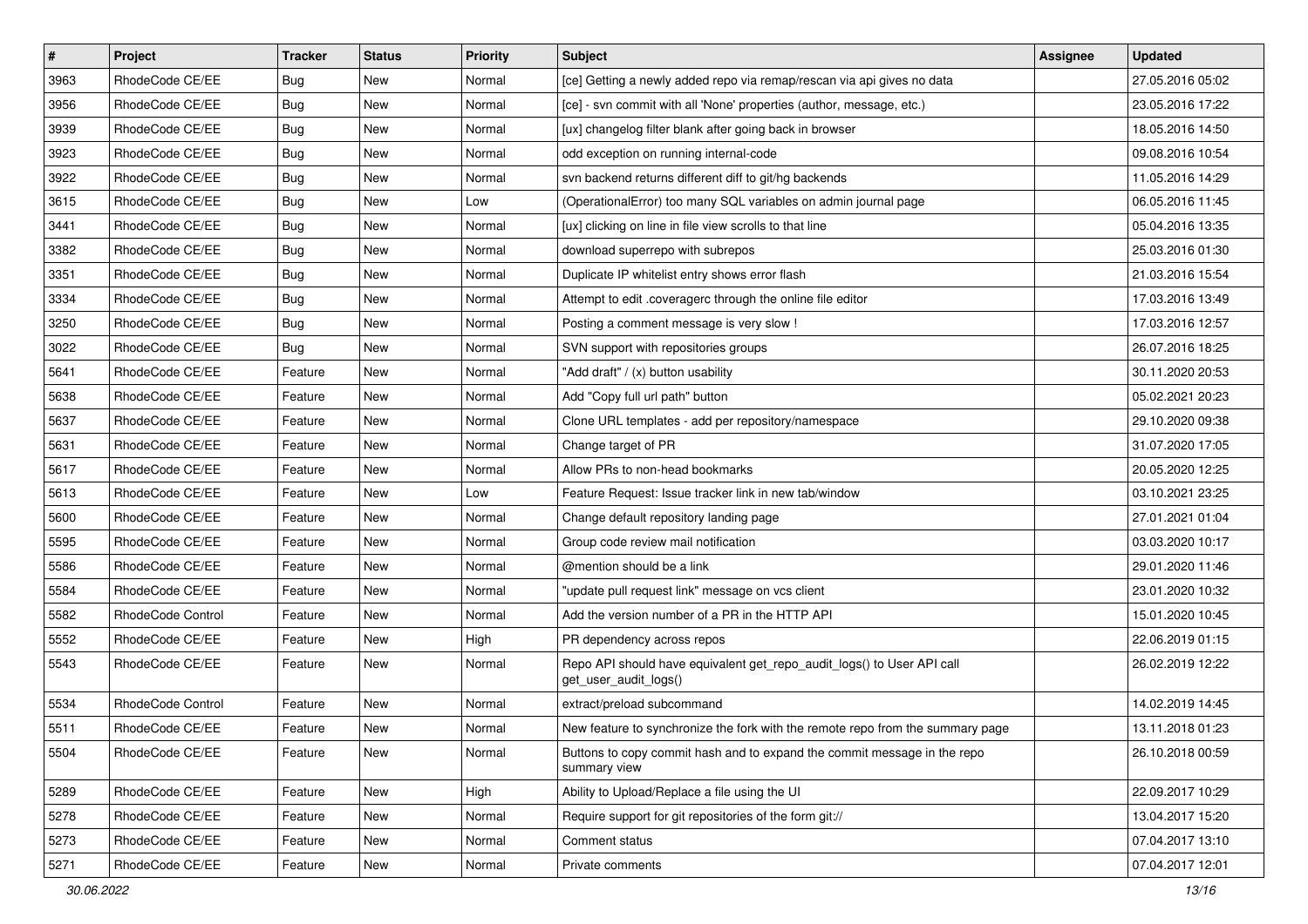| # | Project | Tracker | Status | Priority | Subject | Assignee | Updated |
|---|---|---|---|---|---|---|---|
| 3963 | RhodeCode CE/EE | Bug | New | Normal | [ce] Getting a newly added repo via remap/rescan via api gives no data | | 27.05.2016 05:02 |
| 3956 | RhodeCode CE/EE | Bug | New | Normal | [ce] - svn commit with all 'None' properties (author, message, etc.) | | 23.05.2016 17:22 |
| 3939 | RhodeCode CE/EE | Bug | New | Normal | [ux] changelog filter blank after going back in browser | | 18.05.2016 14:50 |
| 3923 | RhodeCode CE/EE | Bug | New | Normal | odd exception on running internal-code | | 09.08.2016 10:54 |
| 3922 | RhodeCode CE/EE | Bug | New | Normal | svn backend returns different diff to git/hg backends | | 11.05.2016 14:29 |
| 3615 | RhodeCode CE/EE | Bug | New | Low | (OperationalError) too many SQL variables on admin journal page | | 06.05.2016 11:45 |
| 3441 | RhodeCode CE/EE | Bug | New | Normal | [ux] clicking on line in file view scrolls to that line | | 05.04.2016 13:35 |
| 3382 | RhodeCode CE/EE | Bug | New | Normal | download superrepo with subrepos | | 25.03.2016 01:30 |
| 3351 | RhodeCode CE/EE | Bug | New | Normal | Duplicate IP whitelist entry shows error flash | | 21.03.2016 15:54 |
| 3334 | RhodeCode CE/EE | Bug | New | Normal | Attempt to edit .coveragerc through the online file editor | | 17.03.2016 13:49 |
| 3250 | RhodeCode CE/EE | Bug | New | Normal | Posting a comment message is very slow ! | | 17.03.2016 12:57 |
| 3022 | RhodeCode CE/EE | Bug | New | Normal | SVN support with repositories groups | | 26.07.2016 18:25 |
| 5641 | RhodeCode CE/EE | Feature | New | Normal | "Add draft" / (x) button usability | | 30.11.2020 20:53 |
| 5638 | RhodeCode CE/EE | Feature | New | Normal | Add "Copy full url path" button | | 05.02.2021 20:23 |
| 5637 | RhodeCode CE/EE | Feature | New | Normal | Clone URL templates - add per repository/namespace | | 29.10.2020 09:38 |
| 5631 | RhodeCode CE/EE | Feature | New | Normal | Change target of PR | | 31.07.2020 17:05 |
| 5617 | RhodeCode CE/EE | Feature | New | Normal | Allow PRs to non-head bookmarks | | 20.05.2020 12:25 |
| 5613 | RhodeCode CE/EE | Feature | New | Low | Feature Request: Issue tracker link in new tab/window | | 03.10.2021 23:25 |
| 5600 | RhodeCode CE/EE | Feature | New | Normal | Change default repository landing page | | 27.01.2021 01:04 |
| 5595 | RhodeCode CE/EE | Feature | New | Normal | Group code review mail notification | | 03.03.2020 10:17 |
| 5586 | RhodeCode CE/EE | Feature | New | Normal | @mention should be a link | | 29.01.2020 11:46 |
| 5584 | RhodeCode CE/EE | Feature | New | Normal | "update pull request link" message on vcs client | | 23.01.2020 10:32 |
| 5582 | RhodeCode Control | Feature | New | Normal | Add the version number of a PR in the HTTP API | | 15.01.2020 10:45 |
| 5552 | RhodeCode CE/EE | Feature | New | High | PR dependency across repos | | 22.06.2019 01:15 |
| 5543 | RhodeCode CE/EE | Feature | New | Normal | Repo API should have equivalent get_repo_audit_logs() to User API call get_user_audit_logs() | | 26.02.2019 12:22 |
| 5534 | RhodeCode Control | Feature | New | Normal | extract/preload subcommand | | 14.02.2019 14:45 |
| 5511 | RhodeCode CE/EE | Feature | New | Normal | New feature to synchronize the fork with the remote repo from the summary page | | 13.11.2018 01:23 |
| 5504 | RhodeCode CE/EE | Feature | New | Normal | Buttons to copy commit hash and to expand the commit message in the repo summary view | | 26.10.2018 00:59 |
| 5289 | RhodeCode CE/EE | Feature | New | High | Ability to Upload/Replace a file using the UI | | 22.09.2017 10:29 |
| 5278 | RhodeCode CE/EE | Feature | New | Normal | Require support for git repositories of the form git:// | | 13.04.2017 15:20 |
| 5273 | RhodeCode CE/EE | Feature | New | Normal | Comment status | | 07.04.2017 13:10 |
| 5271 | RhodeCode CE/EE | Feature | New | Normal | Private comments | | 07.04.2017 12:01 |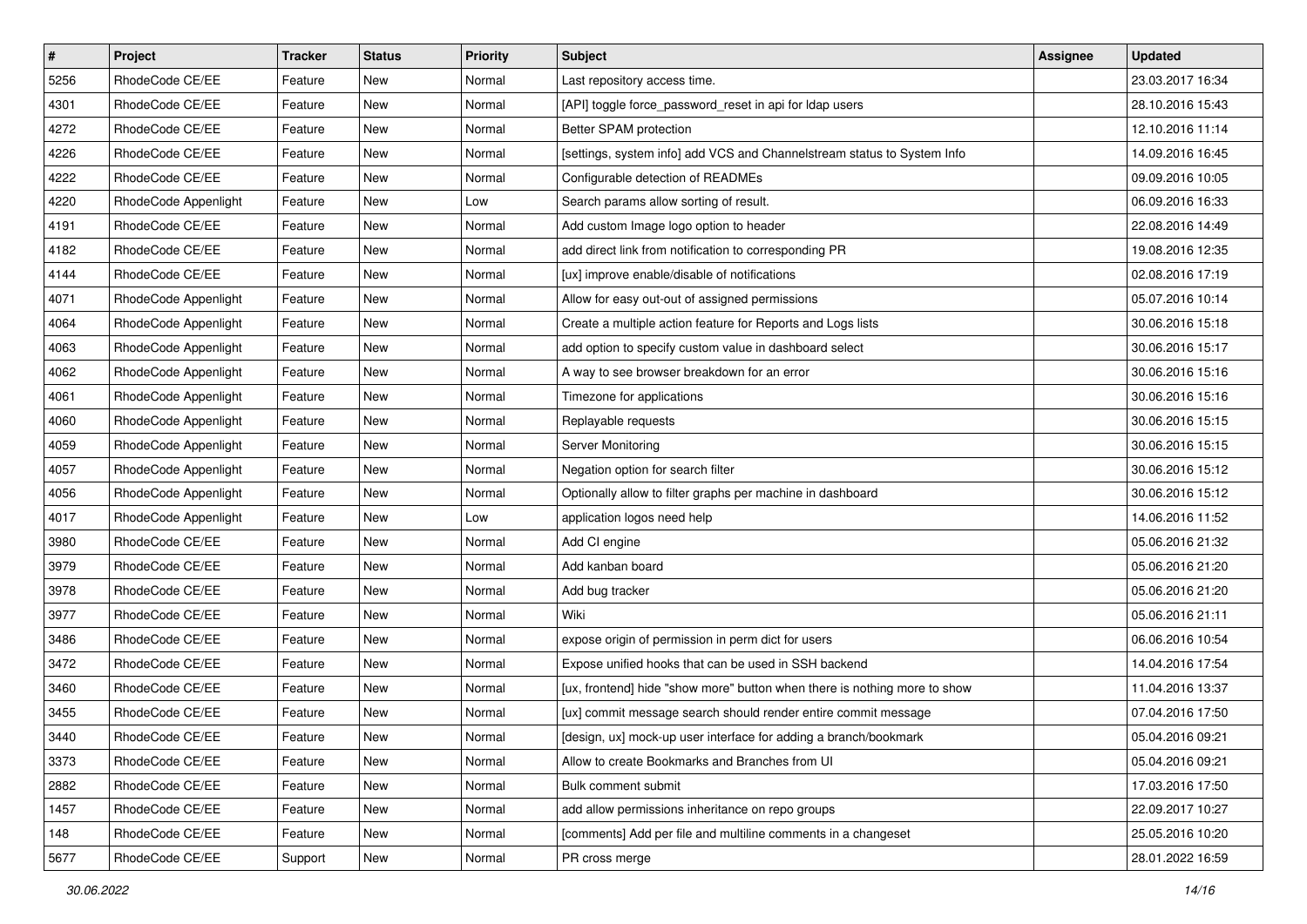| # | Project | Tracker | Status | Priority | Subject | Assignee | Updated |
|---|---|---|---|---|---|---|---|
| 5256 | RhodeCode CE/EE | Feature | New | Normal | Last repository access time. | | 23.03.2017 16:34 |
| 4301 | RhodeCode CE/EE | Feature | New | Normal | [API] toggle force_password_reset in api for ldap users | | 28.10.2016 15:43 |
| 4272 | RhodeCode CE/EE | Feature | New | Normal | Better SPAM protection | | 12.10.2016 11:14 |
| 4226 | RhodeCode CE/EE | Feature | New | Normal | [settings, system info] add VCS and Channelstream status to System Info | | 14.09.2016 16:45 |
| 4222 | RhodeCode CE/EE | Feature | New | Normal | Configurable detection of READMEs | | 09.09.2016 10:05 |
| 4220 | RhodeCode Appenlight | Feature | New | Low | Search params allow sorting of result. | | 06.09.2016 16:33 |
| 4191 | RhodeCode CE/EE | Feature | New | Normal | Add custom Image logo option to header | | 22.08.2016 14:49 |
| 4182 | RhodeCode CE/EE | Feature | New | Normal | add direct link from notification to corresponding PR | | 19.08.2016 12:35 |
| 4144 | RhodeCode CE/EE | Feature | New | Normal | [ux] improve enable/disable of notifications | | 02.08.2016 17:19 |
| 4071 | RhodeCode Appenlight | Feature | New | Normal | Allow for easy out-out of assigned permissions | | 05.07.2016 10:14 |
| 4064 | RhodeCode Appenlight | Feature | New | Normal | Create a multiple action feature for Reports and Logs lists | | 30.06.2016 15:18 |
| 4063 | RhodeCode Appenlight | Feature | New | Normal | add option to specify custom value in dashboard select | | 30.06.2016 15:17 |
| 4062 | RhodeCode Appenlight | Feature | New | Normal | A way to see browser breakdown for an error | | 30.06.2016 15:16 |
| 4061 | RhodeCode Appenlight | Feature | New | Normal | Timezone for applications | | 30.06.2016 15:16 |
| 4060 | RhodeCode Appenlight | Feature | New | Normal | Replayable requests | | 30.06.2016 15:15 |
| 4059 | RhodeCode Appenlight | Feature | New | Normal | Server Monitoring | | 30.06.2016 15:15 |
| 4057 | RhodeCode Appenlight | Feature | New | Normal | Negation option for search filter | | 30.06.2016 15:12 |
| 4056 | RhodeCode Appenlight | Feature | New | Normal | Optionally allow to filter graphs per machine in dashboard | | 30.06.2016 15:12 |
| 4017 | RhodeCode Appenlight | Feature | New | Low | application logos need help | | 14.06.2016 11:52 |
| 3980 | RhodeCode CE/EE | Feature | New | Normal | Add CI engine | | 05.06.2016 21:32 |
| 3979 | RhodeCode CE/EE | Feature | New | Normal | Add kanban board | | 05.06.2016 21:20 |
| 3978 | RhodeCode CE/EE | Feature | New | Normal | Add bug tracker | | 05.06.2016 21:20 |
| 3977 | RhodeCode CE/EE | Feature | New | Normal | Wiki | | 05.06.2016 21:11 |
| 3486 | RhodeCode CE/EE | Feature | New | Normal | expose origin of permission in perm dict for users | | 06.06.2016 10:54 |
| 3472 | RhodeCode CE/EE | Feature | New | Normal | Expose unified hooks that can be used in SSH backend | | 14.04.2016 17:54 |
| 3460 | RhodeCode CE/EE | Feature | New | Normal | [ux, frontend] hide "show more" button when there is nothing more to show | | 11.04.2016 13:37 |
| 3455 | RhodeCode CE/EE | Feature | New | Normal | [ux] commit message search should render entire commit message | | 07.04.2016 17:50 |
| 3440 | RhodeCode CE/EE | Feature | New | Normal | [design, ux] mock-up user interface for adding a branch/bookmark | | 05.04.2016 09:21 |
| 3373 | RhodeCode CE/EE | Feature | New | Normal | Allow to create Bookmarks and Branches from UI | | 05.04.2016 09:21 |
| 2882 | RhodeCode CE/EE | Feature | New | Normal | Bulk comment submit | | 17.03.2016 17:50 |
| 1457 | RhodeCode CE/EE | Feature | New | Normal | add allow permissions inheritance on repo groups | | 22.09.2017 10:27 |
| 148 | RhodeCode CE/EE | Feature | New | Normal | [comments] Add per file and multiline comments in a changeset | | 25.05.2016 10:20 |
| 5677 | RhodeCode CE/EE | Support | New | Normal | PR cross merge | | 28.01.2022 16:59 |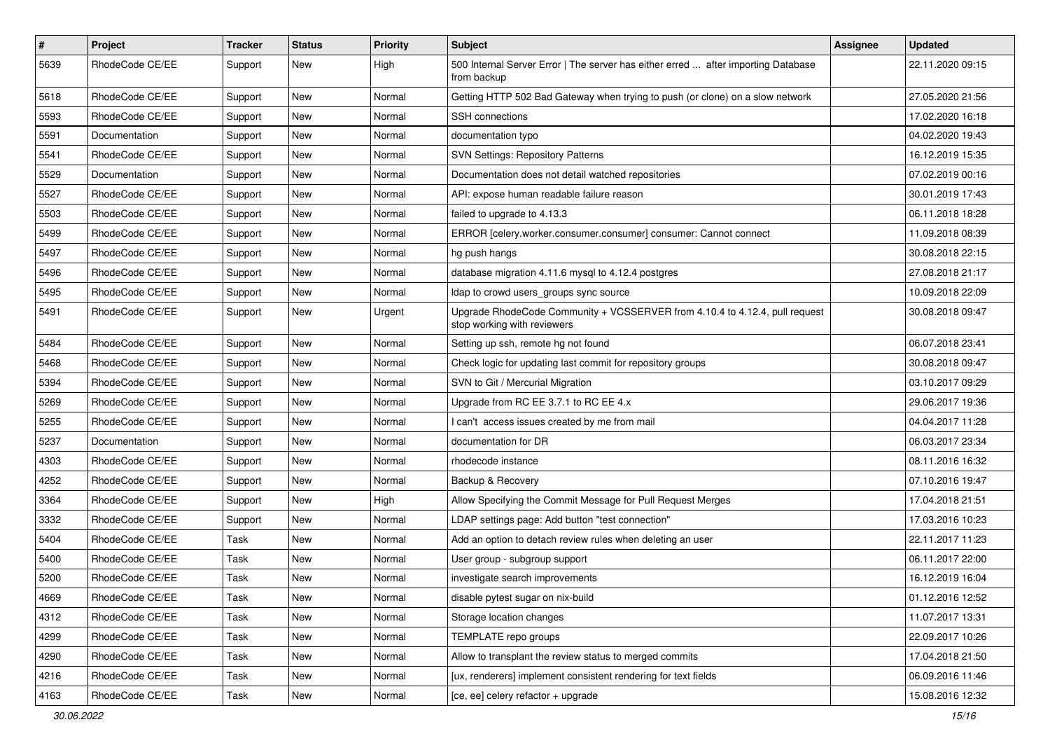| # | Project | Tracker | Status | Priority | Subject | Assignee | Updated |
|---|---|---|---|---|---|---|---|
| 5639 | RhodeCode CE/EE | Support | New | High | 500 Internal Server Error \| The server has either erred ... after importing Database from backup | | 22.11.2020 09:15 |
| 5618 | RhodeCode CE/EE | Support | New | Normal | Getting HTTP 502 Bad Gateway when trying to push (or clone) on a slow network | | 27.05.2020 21:56 |
| 5593 | RhodeCode CE/EE | Support | New | Normal | SSH connections | | 17.02.2020 16:18 |
| 5591 | Documentation | Support | New | Normal | documentation typo | | 04.02.2020 19:43 |
| 5541 | RhodeCode CE/EE | Support | New | Normal | SVN Settings: Repository Patterns | | 16.12.2019 15:35 |
| 5529 | Documentation | Support | New | Normal | Documentation does not detail watched repositories | | 07.02.2019 00:16 |
| 5527 | RhodeCode CE/EE | Support | New | Normal | API: expose human readable failure reason | | 30.01.2019 17:43 |
| 5503 | RhodeCode CE/EE | Support | New | Normal | failed to upgrade to 4.13.3 | | 06.11.2018 18:28 |
| 5499 | RhodeCode CE/EE | Support | New | Normal | ERROR [celery.worker.consumer.consumer] consumer: Cannot connect | | 11.09.2018 08:39 |
| 5497 | RhodeCode CE/EE | Support | New | Normal | hg push hangs | | 30.08.2018 22:15 |
| 5496 | RhodeCode CE/EE | Support | New | Normal | database migration 4.11.6 mysql to 4.12.4 postgres | | 27.08.2018 21:17 |
| 5495 | RhodeCode CE/EE | Support | New | Normal | ldap to crowd users_groups sync source | | 10.09.2018 22:09 |
| 5491 | RhodeCode CE/EE | Support | New | Urgent | Upgrade RhodeCode Community + VCSSERVER from 4.10.4 to 4.12.4, pull request stop working with reviewers | | 30.08.2018 09:47 |
| 5484 | RhodeCode CE/EE | Support | New | Normal | Setting up ssh, remote hg not found | | 06.07.2018 23:41 |
| 5468 | RhodeCode CE/EE | Support | New | Normal | Check logic for updating last commit for repository groups | | 30.08.2018 09:47 |
| 5394 | RhodeCode CE/EE | Support | New | Normal | SVN to Git / Mercurial Migration | | 03.10.2017 09:29 |
| 5269 | RhodeCode CE/EE | Support | New | Normal | Upgrade from RC EE 3.7.1 to RC EE 4.x | | 29.06.2017 19:36 |
| 5255 | RhodeCode CE/EE | Support | New | Normal | I can't access issues created by me from mail | | 04.04.2017 11:28 |
| 5237 | Documentation | Support | New | Normal | documentation for DR | | 06.03.2017 23:34 |
| 4303 | RhodeCode CE/EE | Support | New | Normal | rhodecode instance | | 08.11.2016 16:32 |
| 4252 | RhodeCode CE/EE | Support | New | Normal | Backup & Recovery | | 07.10.2016 19:47 |
| 3364 | RhodeCode CE/EE | Support | New | High | Allow Specifying the Commit Message for Pull Request Merges | | 17.04.2018 21:51 |
| 3332 | RhodeCode CE/EE | Support | New | Normal | LDAP settings page: Add button "test connection" | | 17.03.2016 10:23 |
| 5404 | RhodeCode CE/EE | Task | New | Normal | Add an option to detach review rules when deleting an user | | 22.11.2017 11:23 |
| 5400 | RhodeCode CE/EE | Task | New | Normal | User group - subgroup support | | 06.11.2017 22:00 |
| 5200 | RhodeCode CE/EE | Task | New | Normal | investigate search improvements | | 16.12.2019 16:04 |
| 4669 | RhodeCode CE/EE | Task | New | Normal | disable pytest sugar on nix-build | | 01.12.2016 12:52 |
| 4312 | RhodeCode CE/EE | Task | New | Normal | Storage location changes | | 11.07.2017 13:31 |
| 4299 | RhodeCode CE/EE | Task | New | Normal | TEMPLATE repo groups | | 22.09.2017 10:26 |
| 4290 | RhodeCode CE/EE | Task | New | Normal | Allow to transplant the review status to merged commits | | 17.04.2018 21:50 |
| 4216 | RhodeCode CE/EE | Task | New | Normal | [ux, renderers] implement consistent rendering for text fields | | 06.09.2016 11:46 |
| 4163 | RhodeCode CE/EE | Task | New | Normal | [ce, ee] celery refactor + upgrade | | 15.08.2016 12:32 |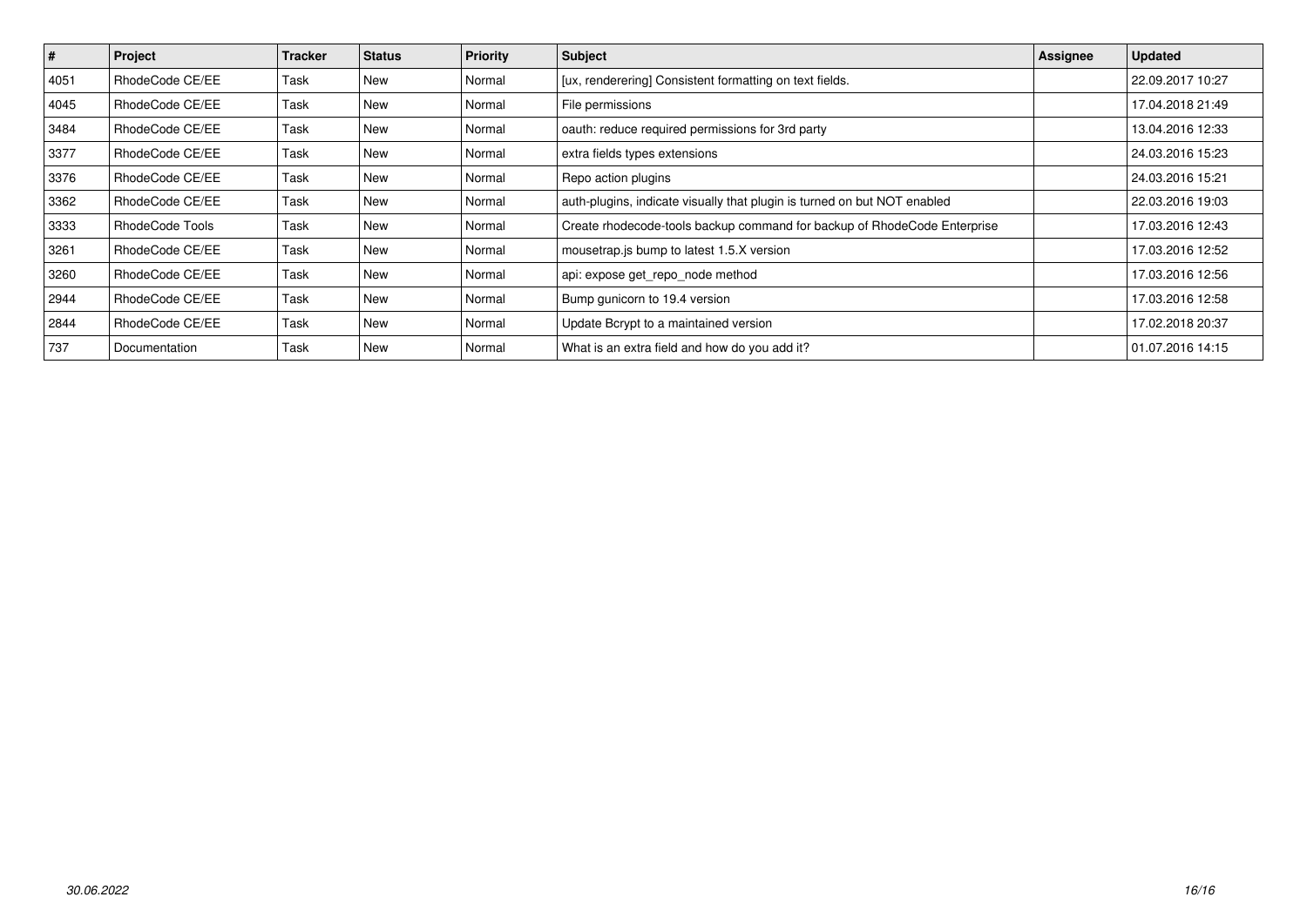| # | Project | Tracker | Status | Priority | Subject | Assignee | Updated |
|---|---|---|---|---|---|---|---|
| 4051 | RhodeCode CE/EE | Task | New | Normal | [ux, renderering] Consistent formatting on text fields. | | 22.09.2017 10:27 |
| 4045 | RhodeCode CE/EE | Task | New | Normal | File permissions | | 17.04.2018 21:49 |
| 3484 | RhodeCode CE/EE | Task | New | Normal | oauth: reduce required permissions for 3rd party | | 13.04.2016 12:33 |
| 3377 | RhodeCode CE/EE | Task | New | Normal | extra fields types extensions | | 24.03.2016 15:23 |
| 3376 | RhodeCode CE/EE | Task | New | Normal | Repo action plugins | | 24.03.2016 15:21 |
| 3362 | RhodeCode CE/EE | Task | New | Normal | auth-plugins, indicate visually that plugin is turned on but NOT enabled | | 22.03.2016 19:03 |
| 3333 | RhodeCode Tools | Task | New | Normal | Create rhodecode-tools backup command for backup of RhodeCode Enterprise | | 17.03.2016 12:43 |
| 3261 | RhodeCode CE/EE | Task | New | Normal | mousetrap.js bump to latest 1.5.X version | | 17.03.2016 12:52 |
| 3260 | RhodeCode CE/EE | Task | New | Normal | api: expose get_repo_node method | | 17.03.2016 12:56 |
| 2944 | RhodeCode CE/EE | Task | New | Normal | Bump gunicorn to 19.4 version | | 17.03.2016 12:58 |
| 2844 | RhodeCode CE/EE | Task | New | Normal | Update Bcrypt to a maintained version | | 17.02.2018 20:37 |
| 737 | Documentation | Task | New | Normal | What is an extra field and how do you add it? | | 01.07.2016 14:15 |